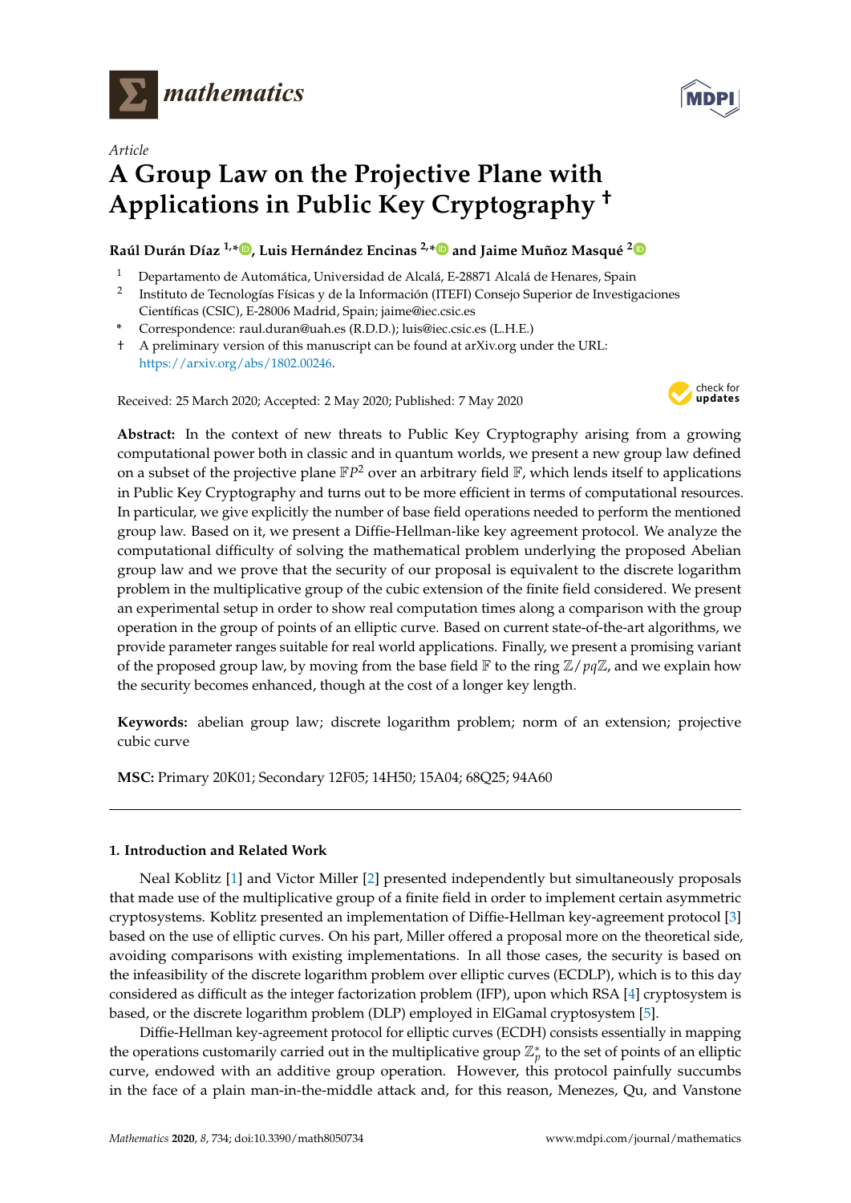*Article*

# A Group Law on the Projective Plane with Applications in Public Key Cryptography †

**Raúl Durán Díaz [1,*], Luis Hernández Encinas [2,*] and Jaime Muñoz Masqué [2]**

[1] Departamento de Automática, Universidad de Alcalá, E-28871 Alcalá de Henares, Spain

[2] Instituto de Tecnologías Físicas y de la Información (ITEFI) Consejo Superior de Investigaciones Científicas (CSIC), E-28006 Madrid, Spain; jaime@iec.csic.es

\* Correspondence: raul.duran@uah.es (R.D.D.); luis@iec.csic.es (L.H.E.)

† A preliminary version of this manuscript can be found at arXiv.org under the URL: https://arxiv.org/abs/1802.00246.

Received: 25 March 2020; Accepted: 2 May 2020; Published: 7 May 2020

**Abstract:** In the context of new threats to Public Key Cryptography arising from a growing computational power both in classic and in quantum worlds, we present a new group law defined on a subset of the projective plane $\mathbb{F}P^2$ over an arbitrary field $\mathbb{F}$, which lends itself to applications in Public Key Cryptography and turns out to be more efficient in terms of computational resources. In particular, we give explicitly the number of base field operations needed to perform the mentioned group law. Based on it, we present a Diffie-Hellman-like key agreement protocol. We analyze the computational difficulty of solving the mathematical problem underlying the proposed Abelian group law and we prove that the security of our proposal is equivalent to the discrete logarithm problem in the multiplicative group of the cubic extension of the finite field considered. We present an experimental setup in order to show real computation times along a comparison with the group operation in the group of points of an elliptic curve. Based on current state-of-the-art algorithms, we provide parameter ranges suitable for real world applications. Finally, we present a promising variant of the proposed group law, by moving from the base field $\mathbb{F}$ to the ring $\mathbb{Z}/pq\mathbb{Z}$, and we explain how the security becomes enhanced, though at the cost of a longer key length.

**Keywords:** abelian group law; discrete logarithm problem; norm of an extension; projective cubic curve

**MSC:** Primary 20K01; Secondary 12F05; 14H50; 15A04; 68Q25; 94A60

## 1. Introduction and Related Work

Neal Koblitz [1] and Victor Miller [2] presented independently but simultaneously proposals that made use of the multiplicative group of a finite field in order to implement certain asymmetric cryptosystems. Koblitz presented an implementation of Diffie-Hellman key-agreement protocol [3] based on the use of elliptic curves. On his part, Miller offered a proposal more on the theoretical side, avoiding comparisons with existing implementations. In all those cases, the security is based on the infeasibility of the discrete logarithm problem over elliptic curves (ECDLP), which is to this day considered as difficult as the integer factorization problem (IFP), upon which RSA [4] cryptosystem is based, or the discrete logarithm problem (DLP) employed in ElGamal cryptosystem [5].

Diffie-Hellman key-agreement protocol for elliptic curves (ECDH) consists essentially in mapping the operations customarily carried out in the multiplicative group $\mathbb{Z}_p^*$ to the set of points of an elliptic curve, endowed with an additive group operation. However, this protocol painfully succumbs in the face of a plain man-in-the-middle attack and, for this reason, Menezes, Qu, and Vanstone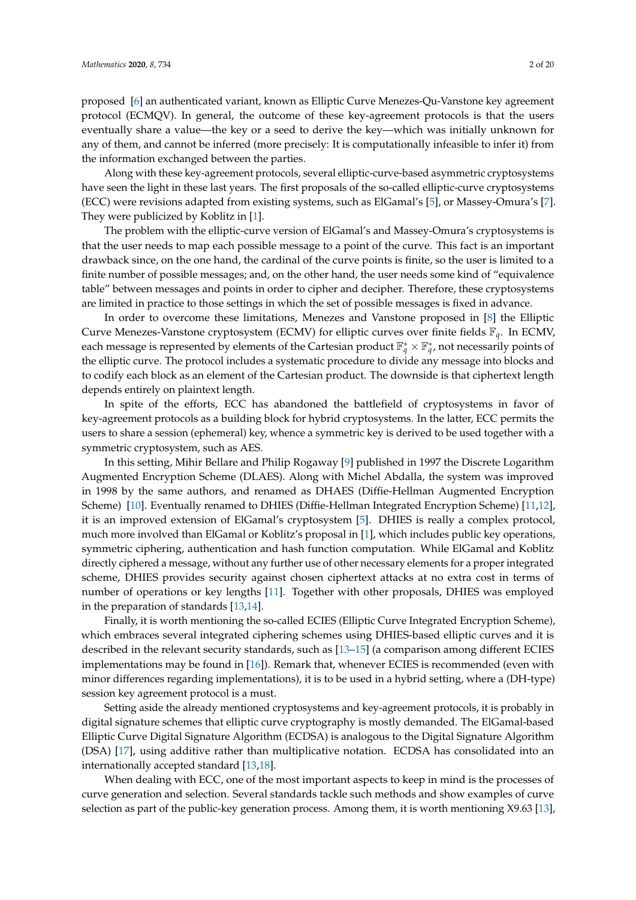proposed [6] an authenticated variant, known as Elliptic Curve Menezes-Qu-Vanstone key agreement protocol (ECMQV). In general, the outcome of these key-agreement protocols is that the users eventually share a value—the key or a seed to derive the key—which was initially unknown for any of them, and cannot be inferred (more precisely: It is computationally infeasible to infer it) from the information exchanged between the parties.

Along with these key-agreement protocols, several elliptic-curve-based asymmetric cryptosystems have seen the light in these last years. The first proposals of the so-called elliptic-curve cryptosystems (ECC) were revisions adapted from existing systems, such as ElGamal's [5], or Massey-Omura's [7]. They were publicized by Koblitz in [1].

The problem with the elliptic-curve version of ElGamal's and Massey-Omura's cryptosystems is that the user needs to map each possible message to a point of the curve. This fact is an important drawback since, on the one hand, the cardinal of the curve points is finite, so the user is limited to a finite number of possible messages; and, on the other hand, the user needs some kind of "equivalence table" between messages and points in order to cipher and decipher. Therefore, these cryptosystems are limited in practice to those settings in which the set of possible messages is fixed in advance.

In order to overcome these limitations, Menezes and Vanstone proposed in [8] the Elliptic Curve Menezes-Vanstone cryptosystem (ECMV) for elliptic curves over finite fields $\mathbb{F}_q$. In ECMV, each message is represented by elements of the Cartesian product $\mathbb{F}_q^* \times \mathbb{F}_q^*$, not necessarily points of the elliptic curve. The protocol includes a systematic procedure to divide any message into blocks and to codify each block as an element of the Cartesian product. The downside is that ciphertext length depends entirely on plaintext length.

In spite of the efforts, ECC has abandoned the battlefield of cryptosystems in favor of key-agreement protocols as a building block for hybrid cryptosystems. In the latter, ECC permits the users to share a session (ephemeral) key, whence a symmetric key is derived to be used together with a symmetric cryptosystem, such as AES.

In this setting, Mihir Bellare and Philip Rogaway [9] published in 1997 the Discrete Logarithm Augmented Encryption Scheme (DLAES). Along with Michel Abdalla, the system was improved in 1998 by the same authors, and renamed as DHAES (Diffie-Hellman Augmented Encryption Scheme) [10]. Eventually renamed to DHIES (Diffie-Hellman Integrated Encryption Scheme) [11,12], it is an improved extension of ElGamal's cryptosystem [5]. DHIES is really a complex protocol, much more involved than ElGamal or Koblitz's proposal in [1], which includes public key operations, symmetric ciphering, authentication and hash function computation. While ElGamal and Koblitz directly ciphered a message, without any further use of other necessary elements for a proper integrated scheme, DHIES provides security against chosen ciphertext attacks at no extra cost in terms of number of operations or key lengths [11]. Together with other proposals, DHIES was employed in the preparation of standards [13,14].

Finally, it is worth mentioning the so-called ECIES (Elliptic Curve Integrated Encryption Scheme), which embraces several integrated ciphering schemes using DHIES-based elliptic curves and it is described in the relevant security standards, such as [13–15] (a comparison among different ECIES implementations may be found in [16]). Remark that, whenever ECIES is recommended (even with minor differences regarding implementations), it is to be used in a hybrid setting, where a (DH-type) session key agreement protocol is a must.

Setting aside the already mentioned cryptosystems and key-agreement protocols, it is probably in digital signature schemes that elliptic curve cryptography is mostly demanded. The ElGamal-based Elliptic Curve Digital Signature Algorithm (ECDSA) is analogous to the Digital Signature Algorithm (DSA) [17], using additive rather than multiplicative notation. ECDSA has consolidated into an internationally accepted standard [13,18].

When dealing with ECC, one of the most important aspects to keep in mind is the processes of curve generation and selection. Several standards tackle such methods and show examples of curve selection as part of the public-key generation process. Among them, it is worth mentioning X9.63 [13],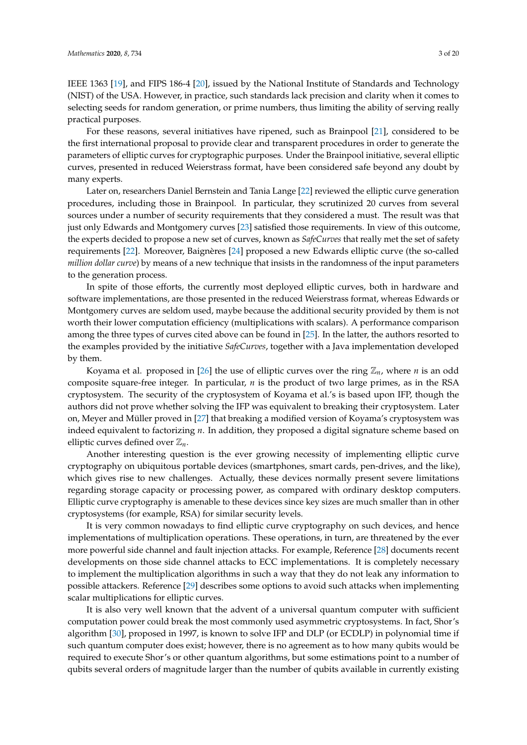IEEE 1363 [19], and FIPS 186-4 [20], issued by the National Institute of Standards and Technology (NIST) of the USA. However, in practice, such standards lack precision and clarity when it comes to selecting seeds for random generation, or prime numbers, thus limiting the ability of serving really practical purposes.

For these reasons, several initiatives have ripened, such as Brainpool [21], considered to be the first international proposal to provide clear and transparent procedures in order to generate the parameters of elliptic curves for cryptographic purposes. Under the Brainpool initiative, several elliptic curves, presented in reduced Weierstrass format, have been considered safe beyond any doubt by many experts.

Later on, researchers Daniel Bernstein and Tania Lange [22] reviewed the elliptic curve generation procedures, including those in Brainpool. In particular, they scrutinized 20 curves from several sources under a number of security requirements that they considered a must. The result was that just only Edwards and Montgomery curves [23] satisfied those requirements. In view of this outcome, the experts decided to propose a new set of curves, known as *SafeCurves* that really met the set of safety requirements [22]. Moreover, Baignères [24] proposed a new Edwards elliptic curve (the so-called *million dollar curve*) by means of a new technique that insists in the randomness of the input parameters to the generation process.

In spite of those efforts, the currently most deployed elliptic curves, both in hardware and software implementations, are those presented in the reduced Weierstrass format, whereas Edwards or Montgomery curves are seldom used, maybe because the additional security provided by them is not worth their lower computation efficiency (multiplications with scalars). A performance comparison among the three types of curves cited above can be found in [25]. In the latter, the authors resorted to the examples provided by the initiative *SafeCurves*, together with a Java implementation developed by them.

Koyama et al. proposed in [26] the use of elliptic curves over the ring $\mathbb{Z}_n$, where $n$ is an odd composite square-free integer. In particular, $n$ is the product of two large primes, as in the RSA cryptosystem. The security of the cryptosystem of Koyama et al.'s is based upon IFP, though the authors did not prove whether solving the IFP was equivalent to breaking their cryptosystem. Later on, Meyer and Müller proved in [27] that breaking a modified version of Koyama's cryptosystem was indeed equivalent to factorizing $n$. In addition, they proposed a digital signature scheme based on elliptic curves defined over $\mathbb{Z}_n$.

Another interesting question is the ever growing necessity of implementing elliptic curve cryptography on ubiquitous portable devices (smartphones, smart cards, pen-drives, and the like), which gives rise to new challenges. Actually, these devices normally present severe limitations regarding storage capacity or processing power, as compared with ordinary desktop computers. Elliptic curve cryptography is amenable to these devices since key sizes are much smaller than in other cryptosystems (for example, RSA) for similar security levels.

It is very common nowadays to find elliptic curve cryptography on such devices, and hence implementations of multiplication operations. These operations, in turn, are threatened by the ever more powerful side channel and fault injection attacks. For example, Reference [28] documents recent developments on those side channel attacks to ECC implementations. It is completely necessary to implement the multiplication algorithms in such a way that they do not leak any information to possible attackers. Reference [29] describes some options to avoid such attacks when implementing scalar multiplications for elliptic curves.

It is also very well known that the advent of a universal quantum computer with sufficient computation power could break the most commonly used asymmetric cryptosystems. In fact, Shor's algorithm [30], proposed in 1997, is known to solve IFP and DLP (or ECDLP) in polynomial time if such quantum computer does exist; however, there is no agreement as to how many qubits would be required to execute Shor's or other quantum algorithms, but some estimations point to a number of qubits several orders of magnitude larger than the number of qubits available in currently existing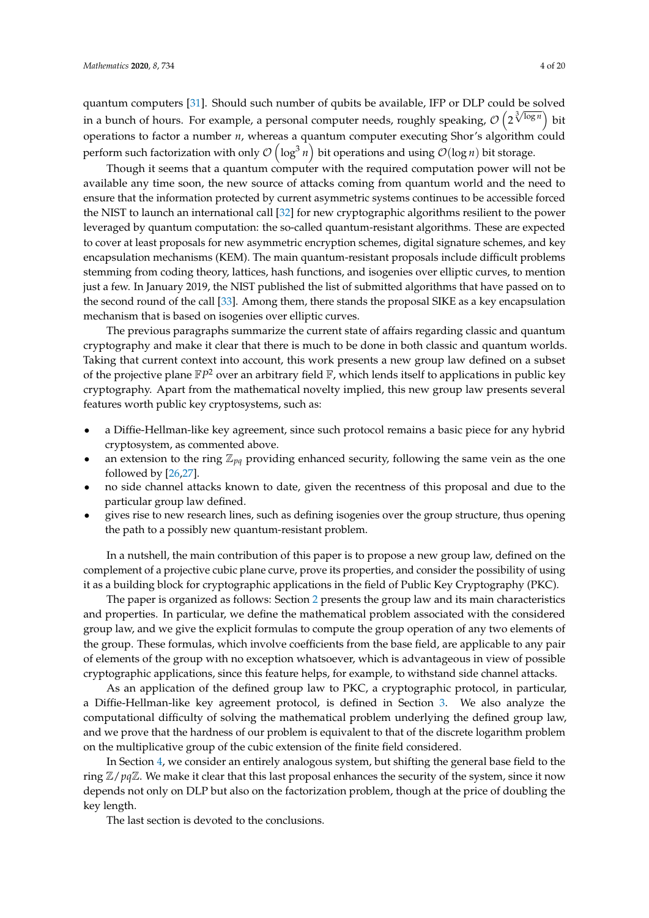quantum computers [31]. Should such number of qubits be available, IFP or DLP could be solved in a bunch of hours. For example, a personal computer needs, roughly speaking, $\mathcal{O}\left(2^{\sqrt[3]{\log n}}\right)$ bit operations to factor a number $n$, whereas a quantum computer executing Shor's algorithm could perform such factorization with only $\mathcal{O}\left(\log^3 n\right)$ bit operations and using $\mathcal{O}(\log n)$ bit storage.

Though it seems that a quantum computer with the required computation power will not be available any time soon, the new source of attacks coming from quantum world and the need to ensure that the information protected by current asymmetric systems continues to be accessible forced the NIST to launch an international call [32] for new cryptographic algorithms resilient to the power leveraged by quantum computation: the so-called quantum-resistant algorithms. These are expected to cover at least proposals for new asymmetric encryption schemes, digital signature schemes, and key encapsulation mechanisms (KEM). The main quantum-resistant proposals include difficult problems stemming from coding theory, lattices, hash functions, and isogenies over elliptic curves, to mention just a few. In January 2019, the NIST published the list of submitted algorithms that have passed on to the second round of the call [33]. Among them, there stands the proposal SIKE as a key encapsulation mechanism that is based on isogenies over elliptic curves.

The previous paragraphs summarize the current state of affairs regarding classic and quantum cryptography and make it clear that there is much to be done in both classic and quantum worlds. Taking that current context into account, this work presents a new group law defined on a subset of the projective plane $\mathbb{F}P^2$ over an arbitrary field $\mathbb{F}$, which lends itself to applications in public key cryptography. Apart from the mathematical novelty implied, this new group law presents several features worth public key cryptosystems, such as:

- a Diffie-Hellman-like key agreement, since such protocol remains a basic piece for any hybrid cryptosystem, as commented above.
- an extension to the ring $\mathbb{Z}_{pq}$ providing enhanced security, following the same vein as the one followed by [26,27].
- no side channel attacks known to date, given the recentness of this proposal and due to the particular group law defined.
- gives rise to new research lines, such as defining isogenies over the group structure, thus opening the path to a possibly new quantum-resistant problem.

In a nutshell, the main contribution of this paper is to propose a new group law, defined on the complement of a projective cubic plane curve, prove its properties, and consider the possibility of using it as a building block for cryptographic applications in the field of Public Key Cryptography (PKC).

The paper is organized as follows: Section 2 presents the group law and its main characteristics and properties. In particular, we define the mathematical problem associated with the considered group law, and we give the explicit formulas to compute the group operation of any two elements of the group. These formulas, which involve coefficients from the base field, are applicable to any pair of elements of the group with no exception whatsoever, which is advantageous in view of possible cryptographic applications, since this feature helps, for example, to withstand side channel attacks.

As an application of the defined group law to PKC, a cryptographic protocol, in particular, a Diffie-Hellman-like key agreement protocol, is defined in Section 3. We also analyze the computational difficulty of solving the mathematical problem underlying the defined group law, and we prove that the hardness of our problem is equivalent to that of the discrete logarithm problem on the multiplicative group of the cubic extension of the finite field considered.

In Section 4, we consider an entirely analogous system, but shifting the general base field to the ring $\mathbb{Z}/pq\mathbb{Z}$. We make it clear that this last proposal enhances the security of the system, since it now depends not only on DLP but also on the factorization problem, though at the price of doubling the key length.

The last section is devoted to the conclusions.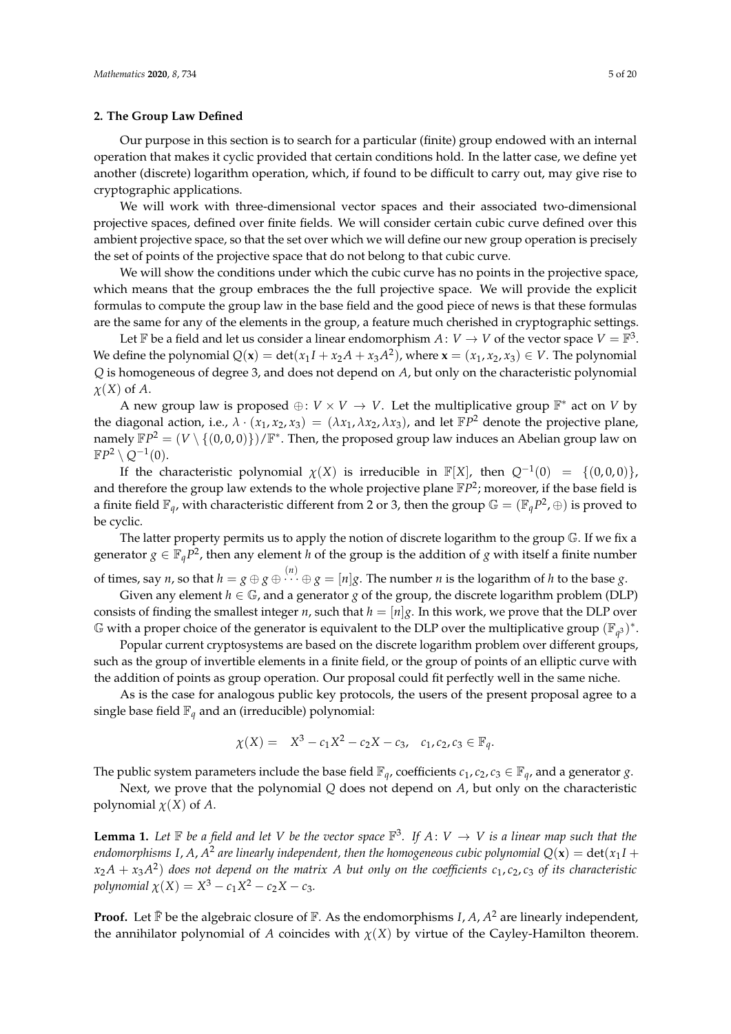## 2. The Group Law Defined

Our purpose in this section is to search for a particular (finite) group endowed with an internal operation that makes it cyclic provided that certain conditions hold. In the latter case, we define yet another (discrete) logarithm operation, which, if found to be difficult to carry out, may give rise to cryptographic applications.

We will work with three-dimensional vector spaces and their associated two-dimensional projective spaces, defined over finite fields. We will consider certain cubic curve defined over this ambient projective space, so that the set over which we will define our new group operation is precisely the set of points of the projective space that do not belong to that cubic curve.

We will show the conditions under which the cubic curve has no points in the projective space, which means that the group embraces the the full projective space. We will provide the explicit formulas to compute the group law in the base field and the good piece of news is that these formulas are the same for any of the elements in the group, a feature much cherished in cryptographic settings.

Let $\mathbb{F}$ be a field and let us consider a linear endomorphism $A \colon V \to V$ of the vector space $V = \mathbb{F}^3$. We define the polynomial $Q(\mathbf{x}) = \det(x_1 I + x_2 A + x_3 A^2)$, where $\mathbf{x} = (x_1, x_2, x_3) \in V$. The polynomial $Q$ is homogeneous of degree 3, and does not depend on $A$, but only on the characteristic polynomial $\chi(X)$ of $A$.

A new group law is proposed $\oplus \colon V \times V \to V$. Let the multiplicative group $\mathbb{F}^*$ act on $V$ by the diagonal action, i.e., $\lambda \cdot (x_1, x_2, x_3) = (\lambda x_1, \lambda x_2, \lambda x_3)$, and let $\mathbb{F}P^2$ denote the projective plane, namely $\mathbb{F}P^2 = (V \setminus \{(0,0,0)\})/\mathbb{F}^*$. Then, the proposed group law induces an Abelian group law on $\mathbb{F}P^2 \setminus Q^{-1}(0)$.

If the characteristic polynomial $\chi(X)$ is irreducible in $\mathbb{F}[X]$, then $Q^{-1}(0) = \{(0,0,0)\}$, and therefore the group law extends to the whole projective plane $\mathbb{F}P^2$; moreover, if the base field is a finite field $\mathbb{F}_q$, with characteristic different from 2 or 3, then the group $\mathbb{G} = (\mathbb{F}_q P^2, \oplus)$ is proved to be cyclic.

The latter property permits us to apply the notion of discrete logarithm to the group $\mathbb{G}$. If we fix a generator $g \in \mathbb{F}_q P^2$, then any element $h$ of the group is the addition of $g$ with itself a finite number of times, say $n$, so that $h = g \oplus g \oplus \overset{(n)}{\cdots} \oplus g = [n]g$. The number $n$ is the logarithm of $h$ to the base $g$.

Given any element $h \in \mathbb{G}$, and a generator $g$ of the group, the discrete logarithm problem (DLP) consists of finding the smallest integer $n$, such that $h = [n]g$. In this work, we prove that the DLP over $\mathbb{G}$ with a proper choice of the generator is equivalent to the DLP over the multiplicative group $(\mathbb{F}_{q^3})^*$.

Popular current cryptosystems are based on the discrete logarithm problem over different groups, such as the group of invertible elements in a finite field, or the group of points of an elliptic curve with the addition of points as group operation. Our proposal could fit perfectly well in the same niche.

As is the case for analogous public key protocols, the users of the present proposal agree to a single base field $\mathbb{F}_q$ and an (irreducible) polynomial:

$$\chi(X) = \quad X^3 - c_1 X^2 - c_2 X - c_3, \quad c_1, c_2, c_3 \in \mathbb{F}_q.$$

The public system parameters include the base field $\mathbb{F}_q$, coefficients $c_1, c_2, c_3 \in \mathbb{F}_q$, and a generator $g$.

Next, we prove that the polynomial $Q$ does not depend on $A$, but only on the characteristic polynomial $\chi(X)$ of $A$.

**Lemma 1.** *Let $\mathbb{F}$ be a field and let $V$ be the vector space $\mathbb{F}^3$. If $A \colon V \to V$ is a linear map such that the endomorphisms $I, A, A^2$ are linearly independent, then the homogeneous cubic polynomial $Q(\mathbf{x}) = \det(x_1 I + x_2 A + x_3 A^2)$ does not depend on the matrix $A$ but only on the coefficients $c_1, c_2, c_3$ of its characteristic polynomial $\chi(X) = X^3 - c_1 X^2 - c_2 X - c_3$.*

**Proof.** Let $\bar{\mathbb{F}}$ be the algebraic closure of $\mathbb{F}$. As the endomorphisms $I, A, A^2$ are linearly independent, the annihilator polynomial of $A$ coincides with $\chi(X)$ by virtue of the Cayley-Hamilton theorem.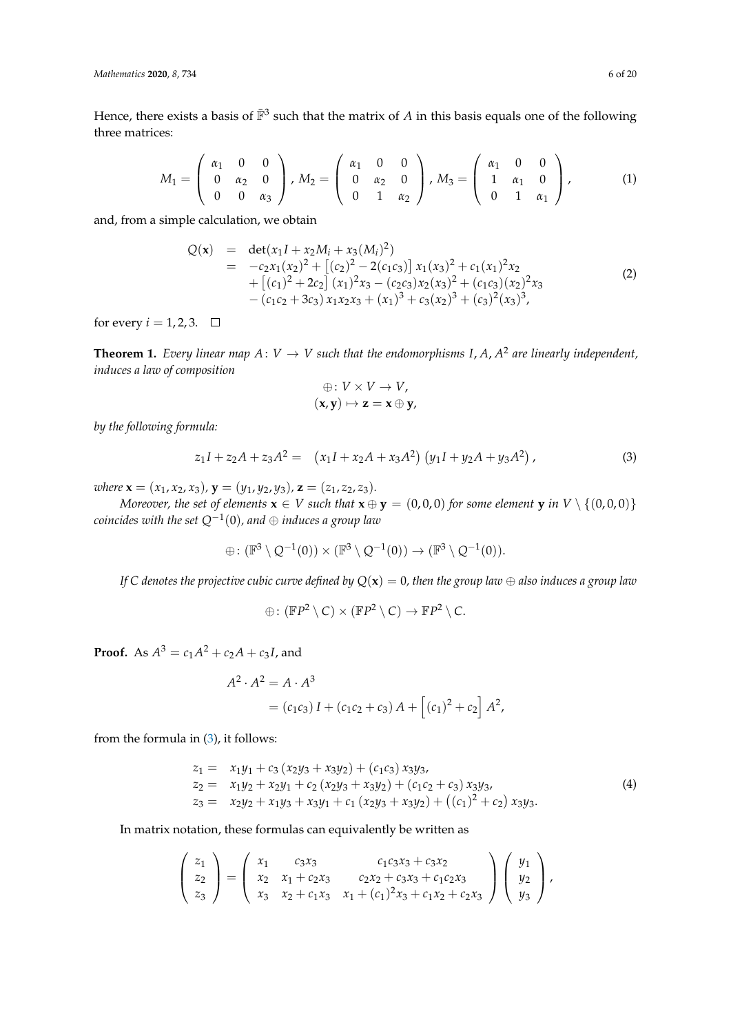Hence, there exists a basis of $\bar{\mathbb{F}}^3$ such that the matrix of $A$ in this basis equals one of the following three matrices:

$$
M_1 = \begin{pmatrix} \alpha_1 & 0 & 0 \\ 0 & \alpha_2 & 0 \\ 0 & 0 & \alpha_3 \end{pmatrix}, \; M_2 = \begin{pmatrix} \alpha_1 & 0 & 0 \\ 0 & \alpha_2 & 0 \\ 0 & 1 & \alpha_2 \end{pmatrix}, \; M_3 = \begin{pmatrix} \alpha_1 & 0 & 0 \\ 1 & \alpha_1 & 0 \\ 0 & 1 & \alpha_1 \end{pmatrix}, \tag{1}
$$

and, from a simple calculation, we obtain

$$
\begin{aligned}
Q(\mathbf{x}) &= \det(x_1 I + x_2 M_i + x_3 (M_i)^2) \\
&= -c_2 x_1 (x_2)^2 + \left[(c_2)^2 - 2(c_1 c_3)\right] x_1 (x_3)^2 + c_1 (x_1)^2 x_2 \\
&\quad + \left[(c_1)^2 + 2c_2\right] (x_1)^2 x_3 - (c_2 c_3) x_2 (x_3)^2 + (c_1 c_3)(x_2)^2 x_3 \\
&\quad - (c_1 c_2 + 3c_3)\, x_1 x_2 x_3 + (x_1)^3 + c_3 (x_2)^3 + (c_3)^2 (x_3)^3,
\end{aligned} \tag{2}
$$

for every $i = 1, 2, 3$. $\square$

**Theorem 1.** *Every linear map $A\colon V \to V$ such that the endomorphisms $I, A, A^2$ are linearly independent, induces a law of composition*

$$
\begin{aligned}
\oplus\colon V \times V &\to V, \\
(\mathbf{x}, \mathbf{y}) &\mapsto \mathbf{z} = \mathbf{x} \oplus \mathbf{y},
\end{aligned}
$$

*by the following formula:*

$$
z_1 I + z_2 A + z_3 A^2 = \left(x_1 I + x_2 A + x_3 A^2\right)\left(y_1 I + y_2 A + y_3 A^2\right), \tag{3}
$$

*where $\mathbf{x} = (x_1, x_2, x_3)$, $\mathbf{y} = (y_1, y_2, y_3)$, $\mathbf{z} = (z_1, z_2, z_3)$.*

*Moreover, the set of elements $\mathbf{x} \in V$ such that $\mathbf{x} \oplus \mathbf{y} = (0,0,0)$ for some element $\mathbf{y}$ in $V \setminus \{(0,0,0)\}$ coincides with the set $Q^{-1}(0)$, and $\oplus$ induces a group law*

$$
\oplus\colon (\mathbb{F}^3 \setminus Q^{-1}(0)) \times (\mathbb{F}^3 \setminus Q^{-1}(0)) \to (\mathbb{F}^3 \setminus Q^{-1}(0)).
$$

*If $C$ denotes the projective cubic curve defined by $Q(\mathbf{x}) = 0$, then the group law $\oplus$ also induces a group law*

$$
\oplus\colon (\mathbb{F}P^2 \setminus C) \times (\mathbb{F}P^2 \setminus C) \to \mathbb{F}P^2 \setminus C.
$$

**Proof.** As $A^3 = c_1 A^2 + c_2 A + c_3 I$, and

$$
\begin{aligned}
A^2 \cdot A^2 &= A \cdot A^3 \\
&= (c_1 c_3)\, I + (c_1 c_2 + c_3)\, A + \left[(c_1)^2 + c_2\right] A^2,
\end{aligned}
$$

from the formula in (3), it follows:

$$
\begin{aligned}
z_1 &= x_1 y_1 + c_3 (x_2 y_3 + x_3 y_2) + (c_1 c_3)\, x_3 y_3, \\
z_2 &= x_1 y_2 + x_2 y_1 + c_2 (x_2 y_3 + x_3 y_2) + (c_1 c_2 + c_3)\, x_3 y_3, \\
z_3 &= x_2 y_2 + x_1 y_3 + x_3 y_1 + c_1 (x_2 y_3 + x_3 y_2) + \left((c_1)^2 + c_2\right) x_3 y_3.
\end{aligned} \tag{4}
$$

In matrix notation, these formulas can equivalently be written as

$$
\begin{pmatrix} z_1 \\ z_2 \\ z_3 \end{pmatrix} = \begin{pmatrix} x_1 & c_3 x_3 & c_1 c_3 x_3 + c_3 x_2 \\ x_2 & x_1 + c_2 x_3 & c_2 x_2 + c_3 x_3 + c_1 c_2 x_3 \\ x_3 & x_2 + c_1 x_3 & x_1 + (c_1)^2 x_3 + c_1 x_2 + c_2 x_3 \end{pmatrix} \begin{pmatrix} y_1 \\ y_2 \\ y_3 \end{pmatrix},
$$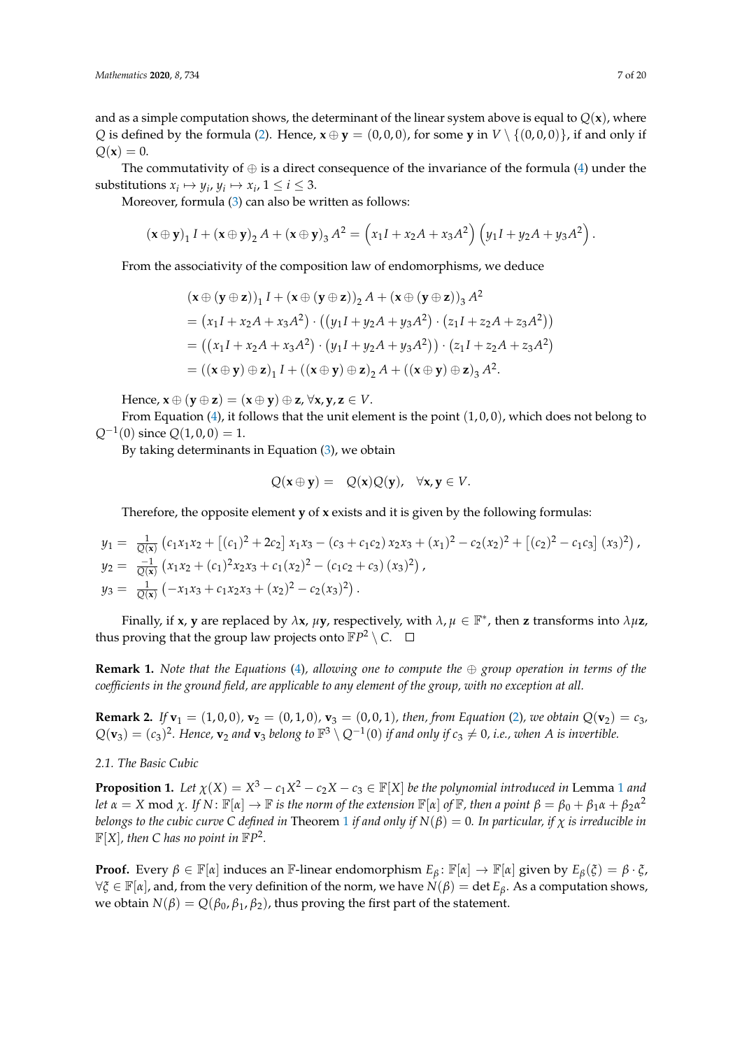and as a simple computation shows, the determinant of the linear system above is equal to $Q(\mathbf{x})$, where $Q$ is defined by the formula (2). Hence, $\mathbf{x} \oplus \mathbf{y} = (0,0,0)$, for some $\mathbf{y}$ in $V \setminus \{(0,0,0)\}$, if and only if $Q(\mathbf{x}) = 0$.

The commutativity of $\oplus$ is a direct consequence of the invariance of the formula (4) under the substitutions $x_i \mapsto y_i$, $y_i \mapsto x_i$, $1 \le i \le 3$.

Moreover, formula (3) can also be written as follows:

$$(\mathbf{x} \oplus \mathbf{y})_1 I + (\mathbf{x} \oplus \mathbf{y})_2 A + (\mathbf{x} \oplus \mathbf{y})_3 A^2 = \left(x_1 I + x_2 A + x_3 A^2\right)\left(y_1 I + y_2 A + y_3 A^2\right).$$

From the associativity of the composition law of endomorphisms, we deduce

$$\begin{aligned}
&(\mathbf{x} \oplus (\mathbf{y} \oplus \mathbf{z}))_1 I + (\mathbf{x} \oplus (\mathbf{y} \oplus \mathbf{z}))_2 A + (\mathbf{x} \oplus (\mathbf{y} \oplus \mathbf{z}))_3 A^2 \\
&= \left(x_1 I + x_2 A + x_3 A^2\right) \cdot \left(\left(y_1 I + y_2 A + y_3 A^2\right) \cdot \left(z_1 I + z_2 A + z_3 A^2\right)\right) \\
&= \left(\left(x_1 I + x_2 A + x_3 A^2\right) \cdot \left(y_1 I + y_2 A + y_3 A^2\right)\right) \cdot \left(z_1 I + z_2 A + z_3 A^2\right) \\
&= ((\mathbf{x} \oplus \mathbf{y}) \oplus \mathbf{z})_1 I + ((\mathbf{x} \oplus \mathbf{y}) \oplus \mathbf{z})_2 A + ((\mathbf{x} \oplus \mathbf{y}) \oplus \mathbf{z})_3 A^2.
\end{aligned}$$

Hence, $\mathbf{x} \oplus (\mathbf{y} \oplus \mathbf{z}) = (\mathbf{x} \oplus \mathbf{y}) \oplus \mathbf{z}$, $\forall \mathbf{x}, \mathbf{y}, \mathbf{z} \in V$.

From Equation (4), it follows that the unit element is the point $(1,0,0)$, which does not belong to $Q^{-1}(0)$ since $Q(1,0,0) = 1$.

By taking determinants in Equation (3), we obtain

$$Q(\mathbf{x} \oplus \mathbf{y}) = Q(\mathbf{x}) Q(\mathbf{y}), \quad \forall \mathbf{x}, \mathbf{y} \in V.$$

Therefore, the opposite element $\mathbf{y}$ of $\mathbf{x}$ exists and it is given by the following formulas:

$$\begin{aligned}
y_1 &= \tfrac{1}{Q(\mathbf{x})}\left(c_1 x_1 x_2 + \left[(c_1)^2 + 2c_2\right] x_1 x_3 - (c_3 + c_1 c_2) x_2 x_3 + (x_1)^2 - c_2 (x_2)^2 + \left[(c_2)^2 - c_1 c_3\right](x_3)^2\right), \\
y_2 &= \tfrac{-1}{Q(\mathbf{x})}\left(x_1 x_2 + (c_1)^2 x_2 x_3 + c_1 (x_2)^2 - (c_1 c_2 + c_3)(x_3)^2\right), \\
y_3 &= \tfrac{1}{Q(\mathbf{x})}\left(-x_1 x_3 + c_1 x_2 x_3 + (x_2)^2 - c_2 (x_3)^2\right).
\end{aligned}$$

Finally, if $\mathbf{x}$, $\mathbf{y}$ are replaced by $\lambda \mathbf{x}$, $\mu \mathbf{y}$, respectively, with $\lambda, \mu \in \mathbb{F}^*$, then $\mathbf{z}$ transforms into $\lambda \mu \mathbf{z}$, thus proving that the group law projects onto $\mathbb{F}P^2 \setminus C$. $\square$

**Remark 1.** *Note that the Equations (4), allowing one to compute the $\oplus$ group operation in terms of the coefficients in the ground field, are applicable to any element of the group, with no exception at all.*

**Remark 2.** *If $\mathbf{v}_1 = (1,0,0)$, $\mathbf{v}_2 = (0,1,0)$, $\mathbf{v}_3 = (0,0,1)$, then, from Equation (2), we obtain $Q(\mathbf{v}_2) = c_3$, $Q(\mathbf{v}_3) = (c_3)^2$. Hence, $\mathbf{v}_2$ and $\mathbf{v}_3$ belong to $\mathbb{F}^3 \setminus Q^{-1}(0)$ if and only if $c_3 \neq 0$, i.e., when $A$ is invertible.*

### 2.1. The Basic Cubic

**Proposition 1.** *Let $\chi(X) = X^3 - c_1 X^2 - c_2 X - c_3 \in \mathbb{F}[X]$ be the polynomial introduced in* Lemma 1 *and let $\alpha = X \bmod \chi$. If $N \colon \mathbb{F}[\alpha] \to \mathbb{F}$ is the norm of the extension $\mathbb{F}[\alpha]$ of $\mathbb{F}$, then a point $\beta = \beta_0 + \beta_1 \alpha + \beta_2 \alpha^2$ belongs to the cubic curve $C$ defined in* Theorem 1 *if and only if $N(\beta) = 0$. In particular, if $\chi$ is irreducible in $\mathbb{F}[X]$, then $C$ has no point in $\mathbb{F}P^2$.*

**Proof.** Every $\beta \in \mathbb{F}[\alpha]$ induces an $\mathbb{F}$-linear endomorphism $E_\beta \colon \mathbb{F}[\alpha] \to \mathbb{F}[\alpha]$ given by $E_\beta(\xi) = \beta \cdot \xi$, $\forall \xi \in \mathbb{F}[\alpha]$, and, from the very definition of the norm, we have $N(\beta) = \det E_\beta$. As a computation shows, we obtain $N(\beta) = Q(\beta_0, \beta_1, \beta_2)$, thus proving the first part of the statement.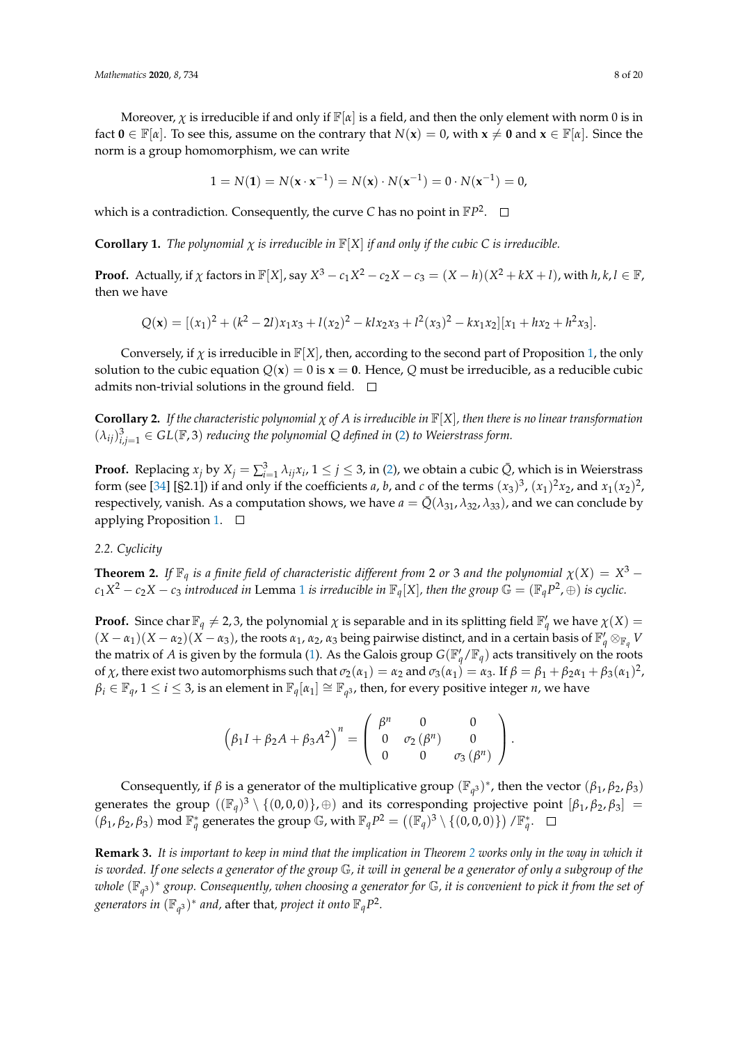Moreover, $\chi$ is irreducible if and only if $\mathbb{F}[\alpha]$ is a field, and then the only element with norm 0 is in fact $\mathbf{0} \in \mathbb{F}[\alpha]$. To see this, assume on the contrary that $N(\mathbf{x}) = 0$, with $\mathbf{x} \neq \mathbf{0}$ and $\mathbf{x} \in \mathbb{F}[\alpha]$. Since the norm is a group homomorphism, we can write

$$1 = N(\mathbf{1}) = N(\mathbf{x} \cdot \mathbf{x}^{-1}) = N(\mathbf{x}) \cdot N(\mathbf{x}^{-1}) = 0 \cdot N(\mathbf{x}^{-1}) = 0,$$

which is a contradiction. Consequently, the curve $C$ has no point in $\mathbb{F}P^2$. □

**Corollary 1.** *The polynomial $\chi$ is irreducible in $\mathbb{F}[X]$ if and only if the cubic $C$ is irreducible.*

**Proof.** Actually, if $\chi$ factors in $\mathbb{F}[X]$, say $X^3 - c_1X^2 - c_2X - c_3 = (X - h)(X^2 + kX + l)$, with $h, k, l \in \mathbb{F}$, then we have

$$Q(\mathbf{x}) = [(x_1)^2 + (k^2 - 2l)x_1x_3 + l(x_2)^2 - klx_2x_3 + l^2(x_3)^2 - kx_1x_2][x_1 + hx_2 + h^2x_3].$$

Conversely, if $\chi$ is irreducible in $\mathbb{F}[X]$, then, according to the second part of Proposition 1, the only solution to the cubic equation $Q(\mathbf{x}) = 0$ is $\mathbf{x} = \mathbf{0}$. Hence, $Q$ must be irreducible, as a reducible cubic admits non-trivial solutions in the ground field. □

**Corollary 2.** *If the characteristic polynomial $\chi$ of $A$ is irreducible in $\mathbb{F}[X]$, then there is no linear transformation $(\lambda_{ij})_{i,j=1}^3 \in GL(\mathbb{F}, 3)$ reducing the polynomial $Q$ defined in (2) to Weierstrass form.*

**Proof.** Replacing $x_j$ by $X_j = \sum_{i=1}^3 \lambda_{ij}x_i$, $1 \leq j \leq 3$, in (2), we obtain a cubic $\tilde{Q}$, which is in Weierstrass form (see [34] [§2.1]) if and only if the coefficients $a$, $b$, and $c$ of the terms $(x_3)^3$, $(x_1)^2x_2$, and $x_1(x_2)^2$, respectively, vanish. As a computation shows, we have $a = \tilde{Q}(\lambda_{31}, \lambda_{32}, \lambda_{33})$, and we can conclude by applying Proposition 1. □

### 2.2. Cyclicity

**Theorem 2.** *If $\mathbb{F}_q$ is a finite field of characteristic different from 2 or 3 and the polynomial $\chi(X) = X^3 - c_1X^2 - c_2X - c_3$ introduced in Lemma 1 is irreducible in $\mathbb{F}_q[X]$, then the group $\mathbb{G} = (\mathbb{F}_qP^2, \oplus)$ is cyclic.*

**Proof.** Since $\operatorname{char} \mathbb{F}_q \neq 2, 3$, the polynomial $\chi$ is separable and in its splitting field $\mathbb{F}'_q$ we have $\chi(X) = (X - \alpha_1)(X - \alpha_2)(X - \alpha_3)$, the roots $\alpha_1, \alpha_2, \alpha_3$ being pairwise distinct, and in a certain basis of $\mathbb{F}'_q \otimes_{\mathbb{F}_q} V$ the matrix of $A$ is given by the formula (1). As the Galois group $G(\mathbb{F}'_q/\mathbb{F}_q)$ acts transitively on the roots of $\chi$, there exist two automorphisms such that $\sigma_2(\alpha_1) = \alpha_2$ and $\sigma_3(\alpha_1) = \alpha_3$. If $\beta = \beta_1 + \beta_2\alpha_1 + \beta_3(\alpha_1)^2$, $\beta_i \in \mathbb{F}_q$, $1 \leq i \leq 3$, is an element in $\mathbb{F}_q[\alpha_1] \cong \mathbb{F}_{q^3}$, then, for every positive integer $n$, we have

$$\left(\beta_1 I + \beta_2 A + \beta_3 A^2\right)^n = \begin{pmatrix} \beta^n & 0 & 0 \\ 0 & \sigma_2(\beta^n) & 0 \\ 0 & 0 & \sigma_3(\beta^n) \end{pmatrix}.$$

Consequently, if $\beta$ is a generator of the multiplicative group $(\mathbb{F}_{q^3})^*$, then the vector $(\beta_1, \beta_2, \beta_3)$ generates the group $((\mathbb{F}_q)^3 \setminus \{(0,0,0)\}, \oplus)$ and its corresponding projective point $[\beta_1, \beta_2, \beta_3] = (\beta_1, \beta_2, \beta_3) \bmod \mathbb{F}_q^*$ generates the group $\mathbb{G}$, with $\mathbb{F}_qP^2 = \left((\mathbb{F}_q)^3 \setminus \{(0,0,0)\}\right)/\mathbb{F}_q^*$. □

**Remark 3.** *It is important to keep in mind that the implication in Theorem 2 works only in the way in which it is worded. If one selects a generator of the group $\mathbb{G}$, it will in general be a generator of only a subgroup of the whole $(\mathbb{F}_{q^3})^*$ group. Consequently, when choosing a generator for $\mathbb{G}$, it is convenient to pick it from the set of generators in $(\mathbb{F}_{q^3})^*$ and,* after that, *project it onto $\mathbb{F}_qP^2$.*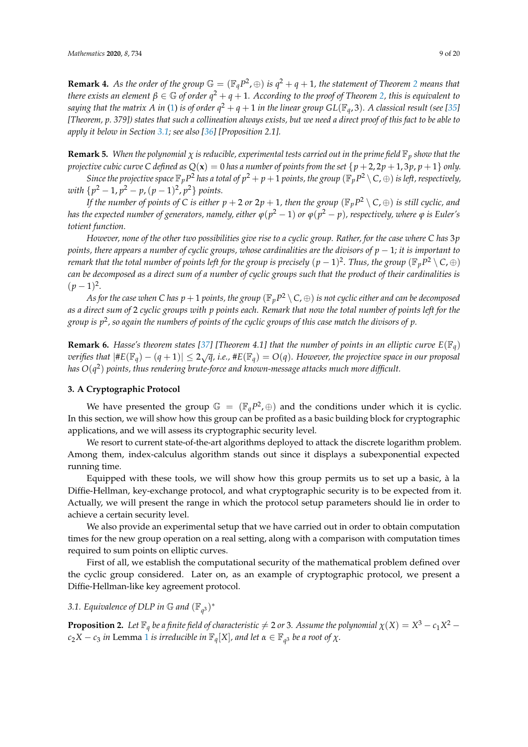**Remark 4.** *As the order of the group $\mathbb{G} = (\mathbb{F}_q P^2, \oplus)$ is $q^2 + q + 1$, the statement of Theorem 2 means that there exists an element $\beta \in \mathbb{G}$ of order $q^2 + q + 1$. According to the proof of Theorem 2, this is equivalent to saying that the matrix $A$ in (1) is of order $q^2 + q + 1$ in the linear group $GL(\mathbb{F}_q, 3)$. A classical result (see [35] [Theorem, p. 379]) states that such a collineation always exists, but we need a direct proof of this fact to be able to apply it below in Section 3.1; see also [36] [Proposition 2.1].*

**Remark 5.** *When the polynomial $\chi$ is reducible, experimental tests carried out in the prime field $\mathbb{F}_p$ show that the projective cubic curve $C$ defined as $Q(\mathbf{x}) = 0$ has a number of points from the set $\{p+2, 2p+1, 3p, p+1\}$ only.*

*Since the projective space $\mathbb{F}_p P^2$ has a total of $p^2 + p + 1$ points, the group $(\mathbb{F}_p P^2 \setminus C, \oplus)$ is left, respectively, with $\{p^2 - 1, p^2 - p, (p-1)^2, p^2\}$ points.*

*If the number of points of $C$ is either $p + 2$ or $2p + 1$, then the group $(\mathbb{F}_p P^2 \setminus C, \oplus)$ is still cyclic, and has the expected number of generators, namely, either $\varphi(p^2 - 1)$ or $\varphi(p^2 - p)$, respectively, where $\varphi$ is Euler's totient function.*

*However, none of the other two possibilities give rise to a cyclic group. Rather, for the case where $C$ has $3p$ points, there appears a number of cyclic groups, whose cardinalities are the divisors of $p - 1$; it is important to remark that the total number of points left for the group is precisely $(p-1)^2$. Thus, the group $(\mathbb{F}_p P^2 \setminus C, \oplus)$ can be decomposed as a direct sum of a number of cyclic groups such that the product of their cardinalities is $(p-1)^2$.*

*As for the case when $C$ has $p + 1$ points, the group $(\mathbb{F}_p P^2 \setminus C, \oplus)$ is not cyclic either and can be decomposed as a direct sum of 2 cyclic groups with $p$ points each. Remark that now the total number of points left for the group is $p^2$, so again the numbers of points of the cyclic groups of this case match the divisors of $p$.*

**Remark 6.** *Hasse's theorem states [37] [Theorem 4.1] that the number of points in an elliptic curve $E(\mathbb{F}_q)$ verifies that $|\#E(\mathbb{F}_q) - (q+1)| \leq 2\sqrt{q}$, i.e., $\#E(\mathbb{F}_q) = O(q)$. However, the projective space in our proposal has $O(q^2)$ points, thus rendering brute-force and known-message attacks much more difficult.*

## 3. A Cryptographic Protocol

We have presented the group $\mathbb{G} = (\mathbb{F}_q P^2, \oplus)$ and the conditions under which it is cyclic. In this section, we will show how this group can be profited as a basic building block for cryptographic applications, and we will assess its cryptographic security level.

We resort to current state-of-the-art algorithms deployed to attack the discrete logarithm problem. Among them, index-calculus algorithm stands out since it displays a subexponential expected running time.

Equipped with these tools, we will show how this group permits us to set up a basic, à la Diffie-Hellman, key-exchange protocol, and what cryptographic security is to be expected from it. Actually, we will present the range in which the protocol setup parameters should lie in order to achieve a certain security level.

We also provide an experimental setup that we have carried out in order to obtain computation times for the new group operation on a real setting, along with a comparison with computation times required to sum points on elliptic curves.

First of all, we establish the computational security of the mathematical problem defined over the cyclic group considered. Later on, as an example of cryptographic protocol, we present a Diffie-Hellman-like key agreement protocol.

### 3.1. Equivalence of DLP in $\mathbb{G}$ and $(\mathbb{F}_{q^3})^*$

**Proposition 2.** *Let $\mathbb{F}_q$ be a finite field of characteristic $\neq 2$ or 3. Assume the polynomial $\chi(X) = X^3 - c_1 X^2 - c_2 X - c_3$ in* Lemma 1 *is irreducible in $\mathbb{F}_q[X]$, and let $\alpha \in \mathbb{F}_{q^3}$ be a root of $\chi$.*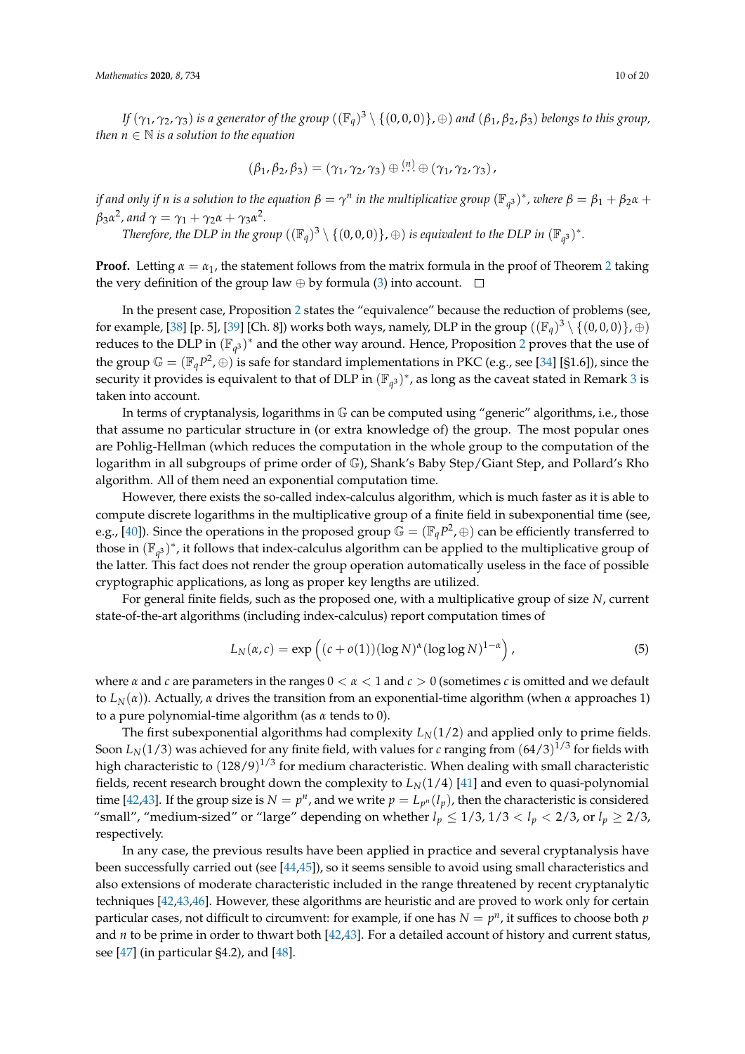*If $(\gamma_1, \gamma_2, \gamma_3)$ is a generator of the group $((\mathbb{F}_q)^3 \setminus \{(0,0,0)\}, \oplus)$ and $(\beta_1, \beta_2, \beta_3)$ belongs to this group, then $n \in \mathbb{N}$ is a solution to the equation*

$$(\beta_1, \beta_2, \beta_3) = (\gamma_1, \gamma_2, \gamma_3) \oplus \overset{(n)}{\cdots} \oplus (\gamma_1, \gamma_2, \gamma_3),$$

*if and only if $n$ is a solution to the equation $\beta = \gamma^n$ in the multiplicative group $(\mathbb{F}_{q^3})^*$, where $\beta = \beta_1 + \beta_2\alpha + \beta_3\alpha^2$, and $\gamma = \gamma_1 + \gamma_2\alpha + \gamma_3\alpha^2$.*

*Therefore, the DLP in the group $((\mathbb{F}_q)^3 \setminus \{(0,0,0)\}, \oplus)$ is equivalent to the DLP in $(\mathbb{F}_{q^3})^*$.*

**Proof.** Letting $\alpha = \alpha_1$, the statement follows from the matrix formula in the proof of Theorem 2 taking the very definition of the group law $\oplus$ by formula (3) into account. □

In the present case, Proposition 2 states the "equivalence" because the reduction of problems (see, for example, [38] [p. 5], [39] [Ch. 8]) works both ways, namely, DLP in the group $((\mathbb{F}_q)^3 \setminus \{(0,0,0)\}, \oplus)$ reduces to the DLP in $(\mathbb{F}_{q^3})^*$ and the other way around. Hence, Proposition 2 proves that the use of the group $\mathbb{G} = (\mathbb{F}_q P^2, \oplus)$ is safe for standard implementations in PKC (e.g., see [34] [§1.6]), since the security it provides is equivalent to that of DLP in $(\mathbb{F}_{q^3})^*$, as long as the caveat stated in Remark 3 is taken into account.

In terms of cryptanalysis, logarithms in $\mathbb{G}$ can be computed using "generic" algorithms, i.e., those that assume no particular structure in (or extra knowledge of) the group. The most popular ones are Pohlig-Hellman (which reduces the computation in the whole group to the computation of the logarithm in all subgroups of prime order of $\mathbb{G}$), Shank's Baby Step/Giant Step, and Pollard's Rho algorithm. All of them need an exponential computation time.

However, there exists the so-called index-calculus algorithm, which is much faster as it is able to compute discrete logarithms in the multiplicative group of a finite field in subexponential time (see, e.g., [40]). Since the operations in the proposed group $\mathbb{G} = (\mathbb{F}_q P^2, \oplus)$ can be efficiently transferred to those in $(\mathbb{F}_{q^3})^*$, it follows that index-calculus algorithm can be applied to the multiplicative group of the latter. This fact does not render the group operation automatically useless in the face of possible cryptographic applications, as long as proper key lengths are utilized.

For general finite fields, such as the proposed one, with a multiplicative group of size $N$, current state-of-the-art algorithms (including index-calculus) report computation times of

$$L_N(\alpha, c) = \exp\left((c + o(1))(\log N)^\alpha (\log \log N)^{1-\alpha}\right), \tag{5}$$

where $\alpha$ and $c$ are parameters in the ranges $0 < \alpha < 1$ and $c > 0$ (sometimes $c$ is omitted and we default to $L_N(\alpha)$). Actually, $\alpha$ drives the transition from an exponential-time algorithm (when $\alpha$ approaches 1) to a pure polynomial-time algorithm (as $\alpha$ tends to 0).

The first subexponential algorithms had complexity $L_N(1/2)$ and applied only to prime fields. Soon $L_N(1/3)$ was achieved for any finite field, with values for $c$ ranging from $(64/3)^{1/3}$ for fields with high characteristic to $(128/9)^{1/3}$ for medium characteristic. When dealing with small characteristic fields, recent research brought down the complexity to $L_N(1/4)$ [41] and even to quasi-polynomial time [42,43]. If the group size is $N = p^n$, and we write $p = L_{p^n}(l_p)$, then the characteristic is considered "small", "medium-sized" or "large" depending on whether $l_p \leq 1/3$, $1/3 < l_p < 2/3$, or $l_p \geq 2/3$, respectively.

In any case, the previous results have been applied in practice and several cryptanalysis have been successfully carried out (see [44,45]), so it seems sensible to avoid using small characteristics and also extensions of moderate characteristic included in the range threatened by recent cryptanalytic techniques [42,43,46]. However, these algorithms are heuristic and are proved to work only for certain particular cases, not difficult to circumvent: for example, if one has $N = p^n$, it suffices to choose both $p$ and $n$ to be prime in order to thwart both [42,43]. For a detailed account of history and current status, see [47] (in particular §4.2), and [48].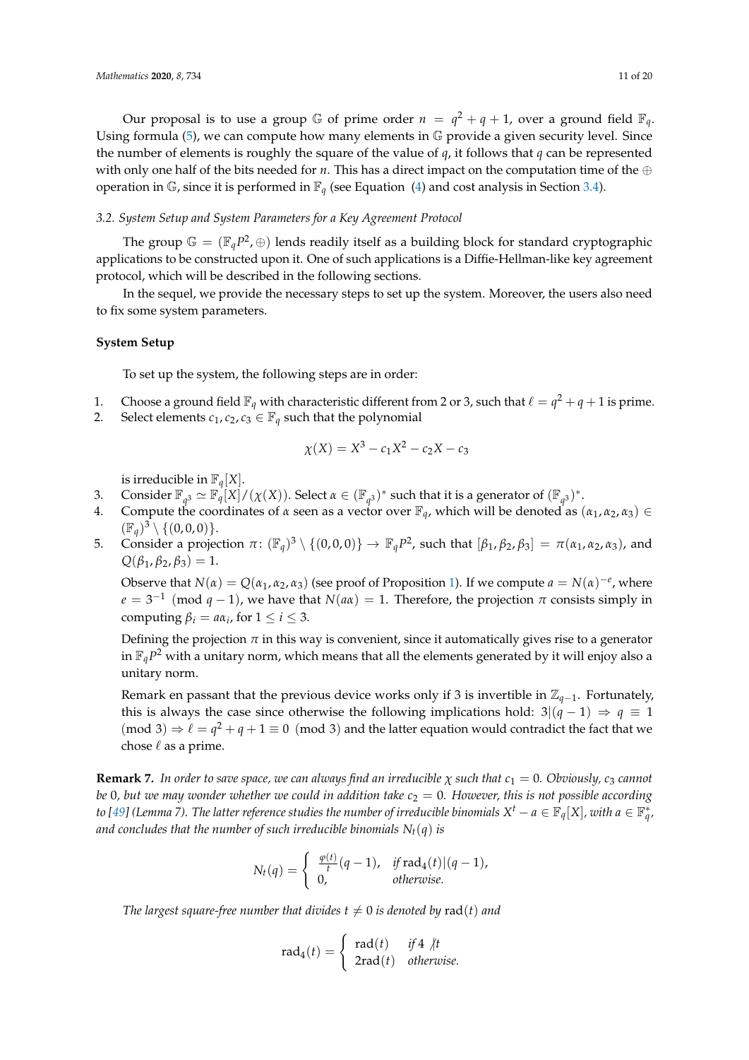Our proposal is to use a group $\mathbb{G}$ of prime order $n = q^2 + q + 1$, over a ground field $\mathbb{F}_q$. Using formula (5), we can compute how many elements in $\mathbb{G}$ provide a given security level. Since the number of elements is roughly the square of the value of $q$, it follows that $q$ can be represented with only one half of the bits needed for $n$. This has a direct impact on the computation time of the $\oplus$ operation in $\mathbb{G}$, since it is performed in $\mathbb{F}_q$ (see Equation (4) and cost analysis in Section 3.4).

### 3.2. System Setup and System Parameters for a Key Agreement Protocol

The group $\mathbb{G} = (\mathbb{F}_q P^2, \oplus)$ lends readily itself as a building block for standard cryptographic applications to be constructed upon it. One of such applications is a Diffie-Hellman-like key agreement protocol, which will be described in the following sections.

In the sequel, we provide the necessary steps to set up the system. Moreover, the users also need to fix some system parameters.

**System Setup**

To set up the system, the following steps are in order:

1. Choose a ground field $\mathbb{F}_q$ with characteristic different from 2 or 3, such that $\ell = q^2 + q + 1$ is prime.
2. Select elements $c_1, c_2, c_3 \in \mathbb{F}_q$ such that the polynomial

$$\chi(X) = X^3 - c_1 X^2 - c_2 X - c_3$$

   is irreducible in $\mathbb{F}_q[X]$.
3. Consider $\mathbb{F}_{q^3} \simeq \mathbb{F}_q[X]/(\chi(X))$. Select $\alpha \in (\mathbb{F}_{q^3})^*$ such that it is a generator of $(\mathbb{F}_{q^3})^*$.
4. Compute the coordinates of $\alpha$ seen as a vector over $\mathbb{F}_q$, which will be denoted as $(\alpha_1, \alpha_2, \alpha_3) \in (\mathbb{F}_q)^3 \setminus \{(0,0,0)\}$.
5. Consider a projection $\pi\colon (\mathbb{F}_q)^3 \setminus \{(0,0,0)\} \to \mathbb{F}_q P^2$, such that $[\beta_1, \beta_2, \beta_3] = \pi(\alpha_1, \alpha_2, \alpha_3)$, and $Q(\beta_1, \beta_2, \beta_3) = 1$.

   Observe that $N(\alpha) = Q(\alpha_1, \alpha_2, \alpha_3)$ (see proof of Proposition 1). If we compute $a = N(\alpha)^{-e}$, where $e = 3^{-1} \pmod{q-1}$, we have that $N(a\alpha) = 1$. Therefore, the projection $\pi$ consists simply in computing $\beta_i = a\alpha_i$, for $1 \le i \le 3$.

   Defining the projection $\pi$ in this way is convenient, since it automatically gives rise to a generator in $\mathbb{F}_q P^2$ with a unitary norm, which means that all the elements generated by it will enjoy also a unitary norm.

   Remark en passant that the previous device works only if 3 is invertible in $\mathbb{Z}_{q-1}$. Fortunately, this is always the case since otherwise the following implications hold: $3|(q-1) \Rightarrow q \equiv 1 \pmod 3 \Rightarrow \ell = q^2 + q + 1 \equiv 0 \pmod 3$ and the latter equation would contradict the fact that we chose $\ell$ as a prime.

**Remark 7.** *In order to save space, we can always find an irreducible $\chi$ such that $c_1 = 0$. Obviously, $c_3$ cannot be 0, but we may wonder whether we could in addition take $c_2 = 0$. However, this is not possible according to [49] (Lemma 7). The latter reference studies the number of irreducible binomials $X^t - a \in \mathbb{F}_q[X]$, with $a \in \mathbb{F}_q^*$, and concludes that the number of such irreducible binomials $N_t(q)$ is*

$$N_t(q) = \begin{cases} \frac{\varphi(t)}{t}(q-1), & \text{if } \operatorname{rad}_4(t)|(q-1), \\ 0, & \text{otherwise.} \end{cases}$$

*The largest square-free number that divides $t \neq 0$ is denoted by $\operatorname{rad}(t)$ and*

$$\operatorname{rad}_4(t) = \begin{cases} \operatorname{rad}(t) & \text{if } 4 \nmid t \\ 2\operatorname{rad}(t) & \text{otherwise.} \end{cases}$$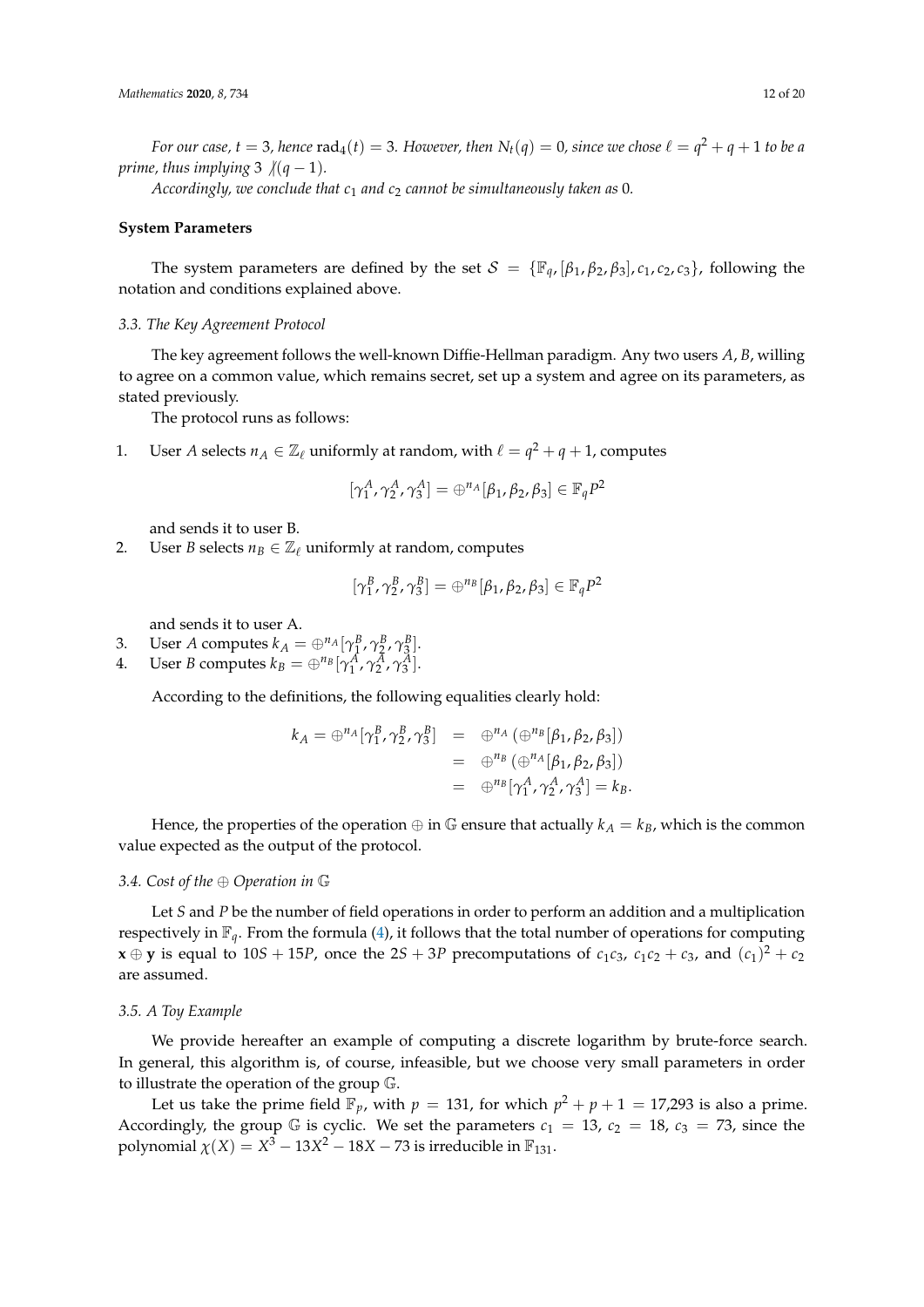*For our case, $t = 3$, hence $\mathrm{rad}_4(t) = 3$. However, then $N_t(q) = 0$, since we chose $\ell = q^2 + q + 1$ to be a prime, thus implying $3 \nmid (q-1)$.*

*Accordingly, we conclude that $c_1$ and $c_2$ cannot be simultaneously taken as 0.*

**System Parameters**

The system parameters are defined by the set $\mathcal{S} = \{\mathbb{F}_q, [\beta_1, \beta_2, \beta_3], c_1, c_2, c_3\}$, following the notation and conditions explained above.

### *3.3. The Key Agreement Protocol*

The key agreement follows the well-known Diffie-Hellman paradigm. Any two users $A, B$, willing to agree on a common value, which remains secret, set up a system and agree on its parameters, as stated previously.

The protocol runs as follows:

1. User $A$ selects $n_A \in \mathbb{Z}_\ell$ uniformly at random, with $\ell = q^2 + q + 1$, computes
$$[\gamma_1^A, \gamma_2^A, \gamma_3^A] = \oplus^{n_A}[\beta_1, \beta_2, \beta_3] \in \mathbb{F}_q P^2$$
and sends it to user B.
2. User $B$ selects $n_B \in \mathbb{Z}_\ell$ uniformly at random, computes
$$[\gamma_1^B, \gamma_2^B, \gamma_3^B] = \oplus^{n_B}[\beta_1, \beta_2, \beta_3] \in \mathbb{F}_q P^2$$
and sends it to user A.
3. User $A$ computes $k_A = \oplus^{n_A}[\gamma_1^B, \gamma_2^B, \gamma_3^B]$.
4. User $B$ computes $k_B = \oplus^{n_B}[\gamma_1^A, \gamma_2^A, \gamma_3^A]$.

According to the definitions, the following equalities clearly hold:

$$\begin{aligned} k_A = \oplus^{n_A}[\gamma_1^B, \gamma_2^B, \gamma_3^B] &= \oplus^{n_A}\left(\oplus^{n_B}[\beta_1, \beta_2, \beta_3]\right) \\ &= \oplus^{n_B}\left(\oplus^{n_A}[\beta_1, \beta_2, \beta_3]\right) \\ &= \oplus^{n_B}[\gamma_1^A, \gamma_2^A, \gamma_3^A] = k_B. \end{aligned}$$

Hence, the properties of the operation $\oplus$ in $\mathbb{G}$ ensure that actually $k_A = k_B$, which is the common value expected as the output of the protocol.

### *3.4. Cost of the $\oplus$ Operation in $\mathbb{G}$*

Let $S$ and $P$ be the number of field operations in order to perform an addition and a multiplication respectively in $\mathbb{F}_q$. From the formula (4), it follows that the total number of operations for computing $\mathbf{x} \oplus \mathbf{y}$ is equal to $10S + 15P$, once the $2S + 3P$ precomputations of $c_1c_3$, $c_1c_2 + c_3$, and $(c_1)^2 + c_2$ are assumed.

### *3.5. A Toy Example*

We provide hereafter an example of computing a discrete logarithm by brute-force search. In general, this algorithm is, of course, infeasible, but we choose very small parameters in order to illustrate the operation of the group $\mathbb{G}$.

Let us take the prime field $\mathbb{F}_p$, with $p = 131$, for which $p^2 + p + 1 = 17{,}293$ is also a prime. Accordingly, the group $\mathbb{G}$ is cyclic. We set the parameters $c_1 = 13$, $c_2 = 18$, $c_3 = 73$, since the polynomial $\chi(X) = X^3 - 13X^2 - 18X - 73$ is irreducible in $\mathbb{F}_{131}$.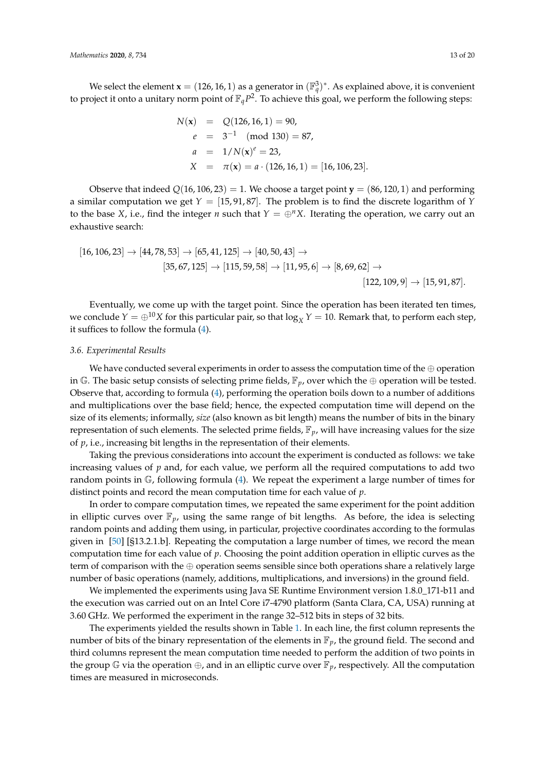We select the element $\mathbf{x} = (126, 16, 1)$ as a generator in $(\mathbb{F}_q^3)^*$. As explained above, it is convenient to project it onto a unitary norm point of $\mathbb{F}_q P^2$. To achieve this goal, we perform the following steps:

$$
\begin{aligned}
N(\mathbf{x}) &= Q(126, 16, 1) = 90, \\
e &= 3^{-1} \pmod{130} = 87, \\
a &= 1/N(\mathbf{x})^e = 23, \\
X &= \pi(\mathbf{x}) = a \cdot (126, 16, 1) = [16, 106, 23].
\end{aligned}
$$

Observe that indeed $Q(16, 106, 23) = 1$. We choose a target point $\mathbf{y} = (86, 120, 1)$ and performing a similar computation we get $Y = [15, 91, 87]$. The problem is to find the discrete logarithm of $Y$ to the base $X$, i.e., find the integer $n$ such that $Y = \oplus^n X$. Iterating the operation, we carry out an exhaustive search:

$$
\begin{aligned}
&[16, 106, 23] \to [44, 78, 53] \to [65, 41, 125] \to [40, 50, 43] \to \\
&\qquad [35, 67, 125] \to [115, 59, 58] \to [11, 95, 6] \to [8, 69, 62] \to \\
&\qquad\qquad [122, 109, 9] \to [15, 91, 87].
\end{aligned}
$$

Eventually, we come up with the target point. Since the operation has been iterated ten times, we conclude $Y = \oplus^{10} X$ for this particular pair, so that $\log_X Y = 10$. Remark that, to perform each step, it suffices to follow the formula (4).

### 3.6. Experimental Results

We have conducted several experiments in order to assess the computation time of the $\oplus$ operation in $\mathbb{G}$. The basic setup consists of selecting prime fields, $\mathbb{F}_p$, over which the $\oplus$ operation will be tested. Observe that, according to formula (4), performing the operation boils down to a number of additions and multiplications over the base field; hence, the expected computation time will depend on the size of its elements; informally, *size* (also known as bit length) means the number of bits in the binary representation of such elements. The selected prime fields, $\mathbb{F}_p$, will have increasing values for the size of $p$, i.e., increasing bit lengths in the representation of their elements.

Taking the previous considerations into account the experiment is conducted as follows: we take increasing values of $p$ and, for each value, we perform all the required computations to add two random points in $\mathbb{G}$, following formula (4). We repeat the experiment a large number of times for distinct points and record the mean computation time for each value of $p$.

In order to compare computation times, we repeated the same experiment for the point addition in elliptic curves over $\mathbb{F}_p$, using the same range of bit lengths. As before, the idea is selecting random points and adding them using, in particular, projective coordinates according to the formulas given in [50] [§13.2.1.b]. Repeating the computation a large number of times, we record the mean computation time for each value of $p$. Choosing the point addition operation in elliptic curves as the term of comparison with the $\oplus$ operation seems sensible since both operations share a relatively large number of basic operations (namely, additions, multiplications, and inversions) in the ground field.

We implemented the experiments using Java SE Runtime Environment version 1.8.0_171-b11 and the execution was carried out on an Intel Core i7-4790 platform (Santa Clara, CA, USA) running at 3.60 GHz. We performed the experiment in the range 32–512 bits in steps of 32 bits.

The experiments yielded the results shown in Table 1. In each line, the first column represents the number of bits of the binary representation of the elements in $\mathbb{F}_p$, the ground field. The second and third columns represent the mean computation time needed to perform the addition of two points in the group $\mathbb{G}$ via the operation $\oplus$, and in an elliptic curve over $\mathbb{F}_p$, respectively. All the computation times are measured in microseconds.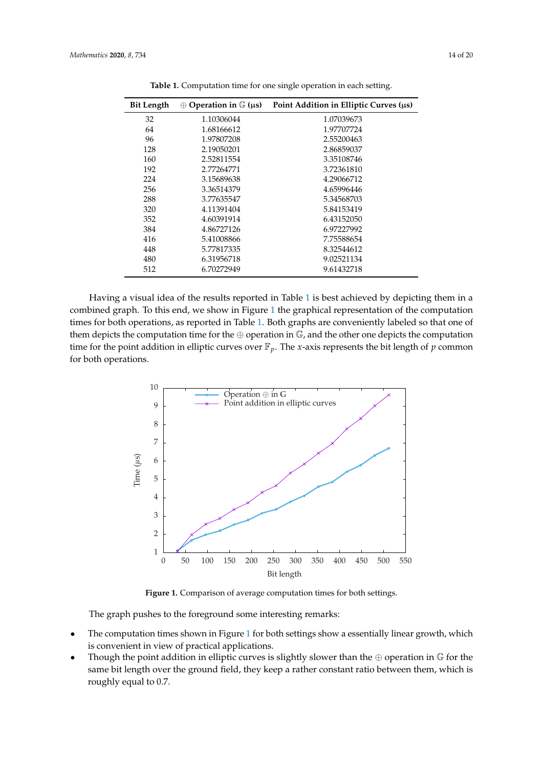**Table 1.** Computation time for one single operation in each setting.

| Bit Length | $\oplus$ Operation in $\mathbb{G}$ (μs) | Point Addition in Elliptic Curves (μs) |
|---|---|---|
| 32 | 1.10306044 | 1.07039673 |
| 64 | 1.68166612 | 1.97707724 |
| 96 | 1.97807208 | 2.55200463 |
| 128 | 2.19050201 | 2.86859037 |
| 160 | 2.52811554 | 3.35108746 |
| 192 | 2.77264771 | 3.72361810 |
| 224 | 3.15689638 | 4.29066712 |
| 256 | 3.36514379 | 4.65996446 |
| 288 | 3.77635547 | 5.34568703 |
| 320 | 4.11391404 | 5.84153419 |
| 352 | 4.60391914 | 6.43152050 |
| 384 | 4.86727126 | 6.97227992 |
| 416 | 5.41008866 | 7.75588654 |
| 448 | 5.77817335 | 8.32544612 |
| 480 | 6.31956718 | 9.02521134 |
| 512 | 6.70272949 | 9.61432718 |

Having a visual idea of the results reported in Table 1 is best achieved by depicting them in a combined graph. To this end, we show in Figure 1 the graphical representation of the computation times for both operations, as reported in Table 1. Both graphs are conveniently labeled so that one of them depicts the computation time for the $\oplus$ operation in $\mathbb{G}$, and the other one depicts the computation time for the point addition in elliptic curves over $\mathbb{F}_p$. The $x$-axis represents the bit length of $p$ common for both operations.

**Figure 1.** Comparison of average computation times for both settings.

The graph pushes to the foreground some interesting remarks:

- The computation times shown in Figure 1 for both settings show a essentially linear growth, which is convenient in view of practical applications.
- Though the point addition in elliptic curves is slightly slower than the $\oplus$ operation in $\mathbb{G}$ for the same bit length over the ground field, they keep a rather constant ratio between them, which is roughly equal to 0.7.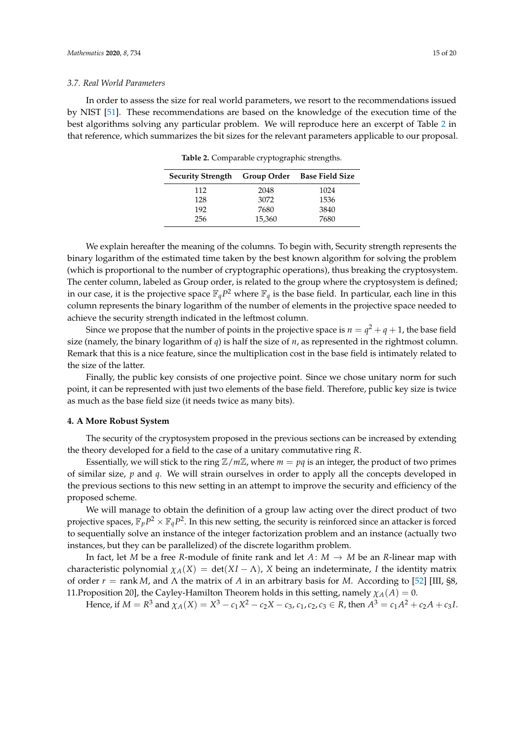### 3.7. Real World Parameters

In order to assess the size for real world parameters, we resort to the recommendations issued by NIST [51]. These recommendations are based on the knowledge of the execution time of the best algorithms solving any particular problem. We will reproduce here an excerpt of Table 2 in that reference, which summarizes the bit sizes for the relevant parameters applicable to our proposal.

**Table 2.** Comparable cryptographic strengths.

| Security Strength | Group Order | Base Field Size |
|---|---|---|
| 112 | 2048 | 1024 |
| 128 | 3072 | 1536 |
| 192 | 7680 | 3840 |
| 256 | 15,360 | 7680 |

We explain hereafter the meaning of the columns. To begin with, Security strength represents the binary logarithm of the estimated time taken by the best known algorithm for solving the problem (which is proportional to the number of cryptographic operations), thus breaking the cryptosystem. The center column, labeled as Group order, is related to the group where the cryptosystem is defined; in our case, it is the projective space $\mathbb{F}_q P^2$ where $\mathbb{F}_q$ is the base field. In particular, each line in this column represents the binary logarithm of the number of elements in the projective space needed to achieve the security strength indicated in the leftmost column.

Since we propose that the number of points in the projective space is $n = q^2 + q + 1$, the base field size (namely, the binary logarithm of $q$) is half the size of $n$, as represented in the rightmost column. Remark that this is a nice feature, since the multiplication cost in the base field is intimately related to the size of the latter.

Finally, the public key consists of one projective point. Since we chose unitary norm for such point, it can be represented with just two elements of the base field. Therefore, public key size is twice as much as the base field size (it needs twice as many bits).

## 4. A More Robust System

The security of the cryptosystem proposed in the previous sections can be increased by extending the theory developed for a field to the case of a unitary commutative ring $R$.

Essentially, we will stick to the ring $\mathbb{Z}/m\mathbb{Z}$, where $m = pq$ is an integer, the product of two primes of similar size, $p$ and $q$. We will strain ourselves in order to apply all the concepts developed in the previous sections to this new setting in an attempt to improve the security and efficiency of the proposed scheme.

We will manage to obtain the definition of a group law acting over the direct product of two projective spaces, $\mathbb{F}_p P^2 \times \mathbb{F}_q P^2$. In this new setting, the security is reinforced since an attacker is forced to sequentially solve an instance of the integer factorization problem and an instance (actually two instances, but they can be parallelized) of the discrete logarithm problem.

In fact, let $M$ be a free $R$-module of finite rank and let $A\colon M \to M$ be an $R$-linear map with characteristic polynomial $\chi_A(X) = \det(XI - \Lambda)$, $X$ being an indeterminate, $I$ the identity matrix of order $r = \operatorname{rank} M$, and $\Lambda$ the matrix of $A$ in an arbitrary basis for $M$. According to [52] [III, §8, 11.Proposition 20], the Cayley-Hamilton Theorem holds in this setting, namely $\chi_A(A) = 0$.

Hence, if $M = R^3$ and $\chi_A(X) = X^3 - c_1X^2 - c_2X - c_3$, $c_1, c_2, c_3 \in R$, then $A^3 = c_1A^2 + c_2A + c_3I$.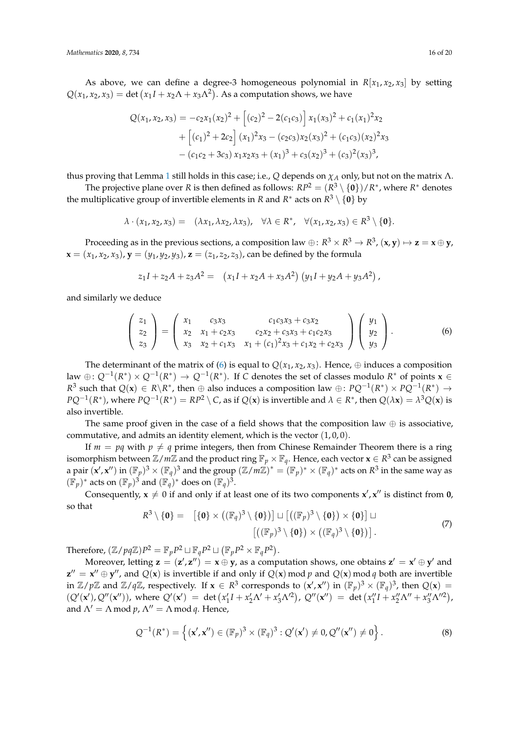As above, we can define a degree-3 homogeneous polynomial in $R[x_1, x_2, x_3]$ by setting $Q(x_1, x_2, x_3) = \det\left(x_1 I + x_2 \Lambda + x_3 \Lambda^2\right)$. As a computation shows, we have

$$
\begin{aligned}
Q(x_1, x_2, x_3) = & -c_2 x_1 (x_2)^2 + \left[(c_2)^2 - 2(c_1 c_3)\right] x_1 (x_3)^2 + c_1 (x_1)^2 x_2 \\
& + \left[(c_1)^2 + 2c_2\right] (x_1)^2 x_3 - (c_2 c_3) x_2 (x_3)^2 + (c_1 c_3)(x_2)^2 x_3 \\
& - (c_1 c_2 + 3c_3)\, x_1 x_2 x_3 + (x_1)^3 + c_3 (x_2)^3 + (c_3)^2 (x_3)^3,
\end{aligned}
$$

thus proving that Lemma 1 still holds in this case; i.e., $Q$ depends on $\chi_A$ only, but not on the matrix $\Lambda$.

The projective plane over $R$ is then defined as follows: $RP^2 = (R^3 \setminus \{\mathbf{0}\})/R^*$, where $R^*$ denotes the multiplicative group of invertible elements in $R$ and $R^*$ acts on $R^3 \setminus \{\mathbf{0}\}$ by

$$
\lambda \cdot (x_1, x_2, x_3) = \quad (\lambda x_1, \lambda x_2, \lambda x_3), \quad \forall \lambda \in R^*, \quad \forall (x_1, x_2, x_3) \in R^3 \setminus \{\mathbf{0}\}.
$$

Proceeding as in the previous sections, a composition law $\oplus \colon R^3 \times R^3 \to R^3$, $(\mathbf{x}, \mathbf{y}) \mapsto \mathbf{z} = \mathbf{x} \oplus \mathbf{y}$, $\mathbf{x} = (x_1, x_2, x_3)$, $\mathbf{y} = (y_1, y_2, y_3)$, $\mathbf{z} = (z_1, z_2, z_3)$, can be defined by the formula

$$
z_1 I + z_2 A + z_3 A^2 = \quad \left(x_1 I + x_2 A + x_3 A^2\right)\left(y_1 I + y_2 A + y_3 A^2\right),
$$

and similarly we deduce

$$
\begin{pmatrix} z_1 \\ z_2 \\ z_3 \end{pmatrix} = \begin{pmatrix} x_1 & c_3 x_3 & c_1 c_3 x_3 + c_3 x_2 \\ x_2 & x_1 + c_2 x_3 & c_2 x_2 + c_3 x_3 + c_1 c_2 x_3 \\ x_3 & x_2 + c_1 x_3 & x_1 + (c_1)^2 x_3 + c_1 x_2 + c_2 x_3 \end{pmatrix} \begin{pmatrix} y_1 \\ y_2 \\ y_3 \end{pmatrix}. \tag{6}
$$

The determinant of the matrix of (6) is equal to $Q(x_1, x_2, x_3)$. Hence, $\oplus$ induces a composition law $\oplus \colon Q^{-1}(R^*) \times Q^{-1}(R^*) \to Q^{-1}(R^*)$. If $C$ denotes the set of classes modulo $R^*$ of points $\mathbf{x} \in R^3$ such that $Q(\mathbf{x}) \in R \setminus R^*$, then $\oplus$ also induces a composition law $\oplus \colon PQ^{-1}(R^*) \times PQ^{-1}(R^*) \to PQ^{-1}(R^*)$, where $PQ^{-1}(R^*) = RP^2 \setminus C$, as if $Q(\mathbf{x})$ is invertible and $\lambda \in R^*$, then $Q(\lambda \mathbf{x}) = \lambda^3 Q(\mathbf{x})$ is also invertible.

The same proof given in the case of a field shows that the composition law $\oplus$ is associative, commutative, and admits an identity element, which is the vector $(1, 0, 0)$.

If $m = pq$ with $p \neq q$ prime integers, then from Chinese Remainder Theorem there is a ring isomorphism between $\mathbb{Z}/m\mathbb{Z}$ and the product ring $\mathbb{F}_p \times \mathbb{F}_q$. Hence, each vector $\mathbf{x} \in R^3$ can be assigned a pair $(\mathbf{x}', \mathbf{x}'')$ in $(\mathbb{F}_p)^3 \times (\mathbb{F}_q)^3$ and the group $(\mathbb{Z}/m\mathbb{Z})^* = (\mathbb{F}_p)^* \times (\mathbb{F}_q)^*$ acts on $R^3$ in the same way as $(\mathbb{F}_p)^*$ acts on $(\mathbb{F}_p)^3$ and $(\mathbb{F}_q)^*$ does on $(\mathbb{F}_q)^3$.

Consequently, $\mathbf{x} \neq 0$ if and only if at least one of its two components $\mathbf{x}', \mathbf{x}''$ is distinct from $\mathbf{0}$, so that

$$
\begin{aligned}
R^3 \setminus \{\mathbf{0}\} = \quad & \left[\{\mathbf{0}\} \times \left((\mathbb{F}_q)^3 \setminus \{\mathbf{0}\}\right)\right] \sqcup \left[\left((\mathbb{F}_p)^3 \setminus \{\mathbf{0}\}\right) \times \{\mathbf{0}\}\right] \sqcup \\
& \left[\left((\mathbb{F}_p)^3 \setminus \{\mathbf{0}\}\right) \times \left((\mathbb{F}_q)^3 \setminus \{\mathbf{0}\}\right)\right].
\end{aligned} \tag{7}
$$

Therefore, $(\mathbb{Z}/pq\mathbb{Z})P^2 = \mathbb{F}_p P^2 \sqcup \mathbb{F}_q P^2 \sqcup \left(\mathbb{F}_p P^2 \times \mathbb{F}_q P^2\right)$.

Moreover, letting $\mathbf{z} = (\mathbf{z}', \mathbf{z}'') = \mathbf{x} \oplus \mathbf{y}$, as a computation shows, one obtains $\mathbf{z}' = \mathbf{x}' \oplus \mathbf{y}'$ and $\mathbf{z}'' = \mathbf{x}'' \oplus \mathbf{y}''$, and $Q(\mathbf{x})$ is invertible if and only if $Q(\mathbf{x}) \bmod p$ and $Q(\mathbf{x}) \bmod q$ both are invertible in $\mathbb{Z}/p\mathbb{Z}$ and $\mathbb{Z}/q\mathbb{Z}$, respectively. If $\mathbf{x} \in R^3$ corresponds to $(\mathbf{x}', \mathbf{x}'')$ in $(\mathbb{F}_p)^3 \times (\mathbb{F}_q)^3$, then $Q(\mathbf{x}) = (Q'(\mathbf{x}'), Q''(\mathbf{x}''))$, where $Q'(\mathbf{x}') = \det\left(x'_1 I + x'_2 \Lambda' + x'_3 \Lambda'^2\right)$, $Q''(\mathbf{x}'') = \det\left(x''_1 I + x''_2 \Lambda'' + x''_3 \Lambda''^2\right)$, and $\Lambda' = \Lambda \bmod p$, $\Lambda'' = \Lambda \bmod q$. Hence,

$$
Q^{-1}(R^*) = \left\{(\mathbf{x}', \mathbf{x}'') \in (\mathbb{F}_p)^3 \times (\mathbb{F}_q)^3 : Q'(\mathbf{x}') \neq 0, Q''(\mathbf{x}'') \neq 0\right\}. \tag{8}
$$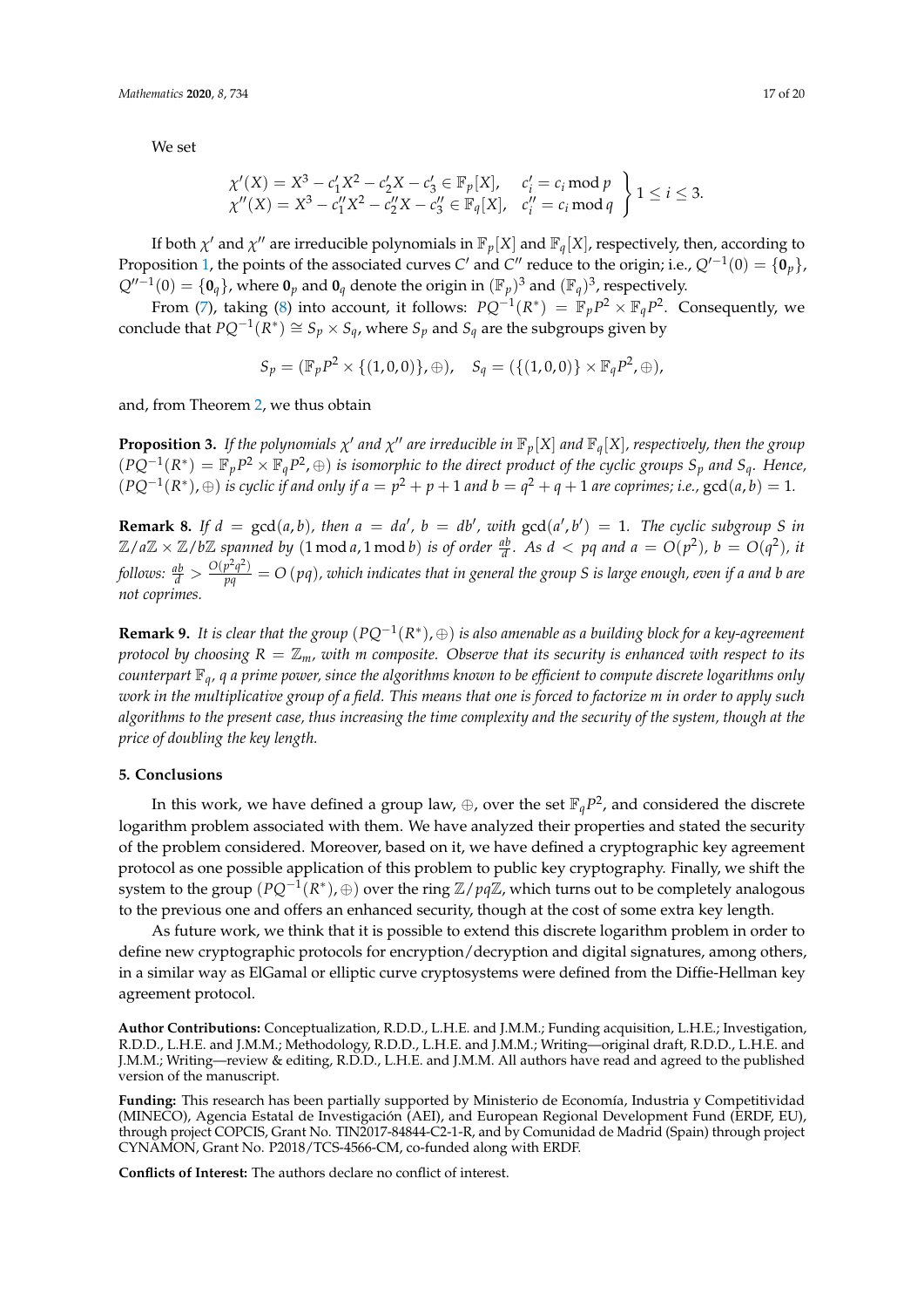We set

$$
\left.\begin{array}{ll}
\chi'(X) = X^3 - c_1' X^2 - c_2' X - c_3' \in \mathbb{F}_p[X], & c_i' = c_i \bmod p \\
\chi''(X) = X^3 - c_1'' X^2 - c_2'' X - c_3'' \in \mathbb{F}_q[X], & c_i'' = c_i \bmod q
\end{array}\right\} 1 \leq i \leq 3.
$$

If both $\chi'$ and $\chi''$ are irreducible polynomials in $\mathbb{F}_p[X]$ and $\mathbb{F}_q[X]$, respectively, then, according to Proposition 1, the points of the associated curves $C'$ and $C''$ reduce to the origin; i.e., $Q'^{-1}(0) = \{\mathbf{0}_p\}$, $Q''^{-1}(0) = \{\mathbf{0}_q\}$, where $\mathbf{0}_p$ and $\mathbf{0}_q$ denote the origin in $(\mathbb{F}_p)^3$ and $(\mathbb{F}_q)^3$, respectively.

From (7), taking (8) into account, it follows: $PQ^{-1}(R^*) = \mathbb{F}_p P^2 \times \mathbb{F}_q P^2$. Consequently, we conclude that $PQ^{-1}(R^*) \cong S_p \times S_q$, where $S_p$ and $S_q$ are the subgroups given by

$$
S_p = (\mathbb{F}_p P^2 \times \{(1,0,0)\}, \oplus), \quad S_q = (\{(1,0,0)\} \times \mathbb{F}_q P^2, \oplus),
$$

and, from Theorem 2, we thus obtain

**Proposition 3.** *If the polynomials $\chi'$ and $\chi''$ are irreducible in $\mathbb{F}_p[X]$ and $\mathbb{F}_q[X]$, respectively, then the group $(PQ^{-1}(R^*) = \mathbb{F}_p P^2 \times \mathbb{F}_q P^2, \oplus)$ is isomorphic to the direct product of the cyclic groups $S_p$ and $S_q$. Hence, $(PQ^{-1}(R^*), \oplus)$ is cyclic if and only if $a = p^2 + p + 1$ and $b = q^2 + q + 1$ are coprimes; i.e., $\gcd(a, b) = 1$.*

**Remark 8.** *If $d = \gcd(a, b)$, then $a = da'$, $b = db'$, with $\gcd(a', b') = 1$. The cyclic subgroup $S$ in $\mathbb{Z}/a\mathbb{Z} \times \mathbb{Z}/b\mathbb{Z}$ spanned by $(1 \bmod a, 1 \bmod b)$ is of order $\frac{ab}{d}$. As $d < pq$ and $a = O(p^2)$, $b = O(q^2)$, it follows: $\frac{ab}{d} > \frac{O(p^2q^2)}{pq} = O(pq)$, which indicates that in general the group $S$ is large enough, even if $a$ and $b$ are not coprimes.*

**Remark 9.** *It is clear that the group $(PQ^{-1}(R^*), \oplus)$ is also amenable as a building block for a key-agreement protocol by choosing $R = \mathbb{Z}_m$, with $m$ composite. Observe that its security is enhanced with respect to its counterpart $\mathbb{F}_q$, $q$ a prime power, since the algorithms known to be efficient to compute discrete logarithms only work in the multiplicative group of a field. This means that one is forced to factorize $m$ in order to apply such algorithms to the present case, thus increasing the time complexity and the security of the system, though at the price of doubling the key length.*

## 5. Conclusions

In this work, we have defined a group law, $\oplus$, over the set $\mathbb{F}_q P^2$, and considered the discrete logarithm problem associated with them. We have analyzed their properties and stated the security of the problem considered. Moreover, based on it, we have defined a cryptographic key agreement protocol as one possible application of this problem to public key cryptography. Finally, we shift the system to the group $(PQ^{-1}(R^*), \oplus)$ over the ring $\mathbb{Z}/pq\mathbb{Z}$, which turns out to be completely analogous to the previous one and offers an enhanced security, though at the cost of some extra key length.

As future work, we think that it is possible to extend this discrete logarithm problem in order to define new cryptographic protocols for encryption/decryption and digital signatures, among others, in a similar way as ElGamal or elliptic curve cryptosystems were defined from the Diffie-Hellman key agreement protocol.

**Author Contributions:** Conceptualization, R.D.D., L.H.E. and J.M.M.; Funding acquisition, L.H.E.; Investigation, R.D.D., L.H.E. and J.M.M.; Methodology, R.D.D., L.H.E. and J.M.M.; Writing—original draft, R.D.D., L.H.E. and J.M.M.; Writing—review & editing, R.D.D., L.H.E. and J.M.M. All authors have read and agreed to the published version of the manuscript.

**Funding:** This research has been partially supported by Ministerio de Economía, Industria y Competitividad (MINECO), Agencia Estatal de Investigación (AEI), and European Regional Development Fund (ERDF, EU), through project COPCIS, Grant No. TIN2017-84844-C2-1-R, and by Comunidad de Madrid (Spain) through project CYNAMON, Grant No. P2018/TCS-4566-CM, co-funded along with ERDF.

**Conflicts of Interest:** The authors declare no conflict of interest.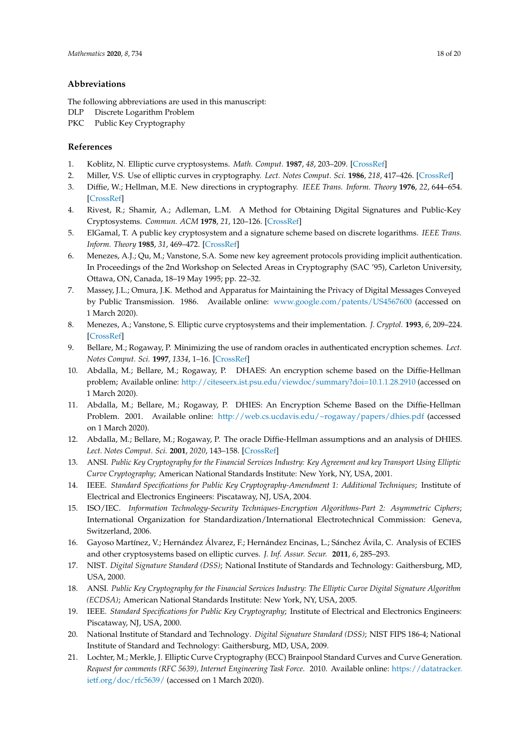## Abbreviations

The following abbreviations are used in this manuscript:

DLP Discrete Logarithm Problem
PKC Public Key Cryptography

## References

1. Koblitz, N. Elliptic curve cryptosystems. *Math. Comput.* **1987**, *48*, 203–209. [CrossRef]
2. Miller, V.S. Use of elliptic curves in cryptography. *Lect. Notes Comput. Sci.* **1986**, *218*, 417–426. [CrossRef]
3. Diffie, W.; Hellman, M.E. New directions in cryptography. *IEEE Trans. Inform. Theory* **1976**, *22*, 644–654. [CrossRef]
4. Rivest, R.; Shamir, A.; Adleman, L.M. A Method for Obtaining Digital Signatures and Public-Key Cryptosystems. *Commun. ACM* **1978**, *21*, 120–126. [CrossRef]
5. ElGamal, T. A public key cryptosystem and a signature scheme based on discrete logarithms. *IEEE Trans. Inform. Theory* **1985**, *31*, 469–472. [CrossRef]
6. Menezes, A.J.; Qu, M.; Vanstone, S.A. Some new key agreement protocols providing implicit authentication. In Proceedings of the 2nd Workshop on Selected Areas in Cryptography (SAC '95), Carleton University, Ottawa, ON, Canada, 18–19 May 1995; pp. 22–32.
7. Massey, J.L.; Omura, J.K. Method and Apparatus for Maintaining the Privacy of Digital Messages Conveyed by Public Transmission. 1986. Available online: www.google.com/patents/US4567600 (accessed on 1 March 2020).
8. Menezes, A.; Vanstone, S. Elliptic curve cryptosystems and their implementation. *J. Cryptol.* **1993**, *6*, 209–224. [CrossRef]
9. Bellare, M.; Rogaway, P. Minimizing the use of random oracles in authenticated encryption schemes. *Lect. Notes Comput. Sci.* **1997**, *1334*, 1–16. [CrossRef]
10. Abdalla, M.; Bellare, M.; Rogaway, P. DHAES: An encryption scheme based on the Diffie-Hellman problem; Available online: http://citeseerx.ist.psu.edu/viewdoc/summary?doi=10.1.1.28.2910 (accessed on 1 March 2020).
11. Abdalla, M.; Bellare, M.; Rogaway, P. DHIES: An Encryption Scheme Based on the Diffie-Hellman Problem. 2001. Available online: http://web.cs.ucdavis.edu/~rogaway/papers/dhies.pdf (accessed on 1 March 2020).
12. Abdalla, M.; Bellare, M.; Rogaway, P. The oracle Diffie-Hellman assumptions and an analysis of DHIES. *Lect. Notes Comput. Sci.* **2001**, *2020*, 143–158. [CrossRef]
13. ANSI. *Public Key Cryptography for the Financial Services Industry: Key Agreement and key Transport Using Elliptic Curve Cryptography*; American National Standards Institute: New York, NY, USA, 2001.
14. IEEE. *Standard Specifications for Public Key Cryptography-Amendment 1: Additional Techniques*; Institute of Electrical and Electronics Engineers: Piscataway, NJ, USA, 2004.
15. ISO/IEC. *Information Technology-Security Techniques-Encryption Algorithms-Part 2: Asymmetric Ciphers*; International Organization for Standardization/International Electrotechnical Commission: Geneva, Switzerland, 2006.
16. Gayoso Martínez, V.; Hernández Álvarez, F.; Hernández Encinas, L.; Sánchez Ávila, C. Analysis of ECIES and other cryptosystems based on elliptic curves. *J. Inf. Assur. Secur.* **2011**, *6*, 285–293.
17. NIST. *Digital Signature Standard (DSS)*; National Institute of Standards and Technology: Gaithersburg, MD, USA, 2000.
18. ANSI. *Public Key Cryptography for the Financial Services Industry: The Elliptic Curve Digital Signature Algorithm (ECDSA)*; American National Standards Institute: New York, NY, USA, 2005.
19. IEEE. *Standard Specifications for Public Key Cryptography*; Institute of Electrical and Electronics Engineers: Piscataway, NJ, USA, 2000.
20. National Institute of Standard and Technology. *Digital Signature Standard (DSS)*; NIST FIPS 186-4; National Institute of Standard and Technology: Gaithersburg, MD, USA, 2009.
21. Lochter, M.; Merkle, J. Elliptic Curve Cryptography (ECC) Brainpool Standard Curves and Curve Generation. *Request for comments (RFC 5639), Internet Engineering Task Force*. 2010. Available online: https://datatracker.ietf.org/doc/rfc5639/ (accessed on 1 March 2020).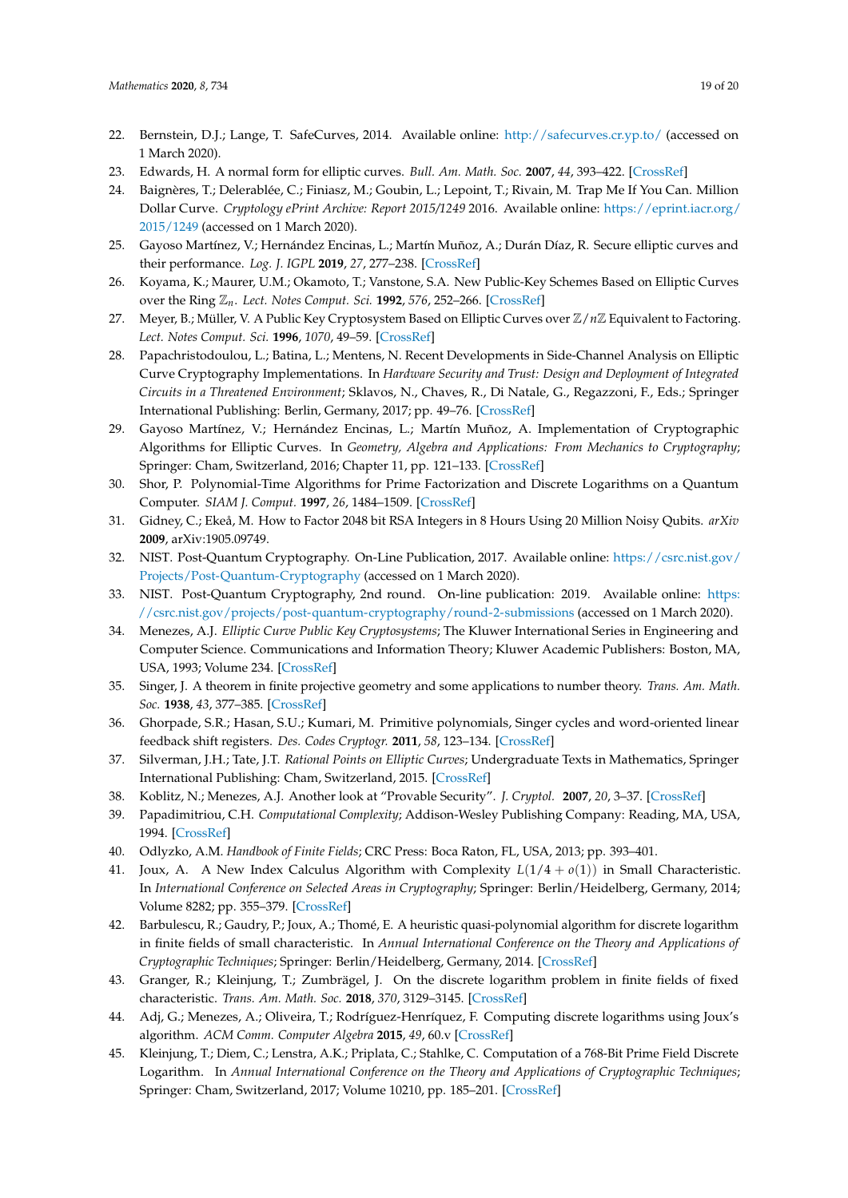22. Bernstein, D.J.; Lange, T. SafeCurves, 2014. Available online: http://safecurves.cr.yp.to/ (accessed on 1 March 2020).
23. Edwards, H. A normal form for elliptic curves. *Bull. Am. Math. Soc.* **2007**, *44*, 393–422. [CrossRef]
24. Baignères, T.; Delerablée, C.; Finiasz, M.; Goubin, L.; Lepoint, T.; Rivain, M. Trap Me If You Can. Million Dollar Curve. *Cryptology ePrint Archive: Report 2015/1249* 2016. Available online: https://eprint.iacr.org/2015/1249 (accessed on 1 March 2020).
25. Gayoso Martínez, V.; Hernández Encinas, L.; Martín Muñoz, A.; Durán Díaz, R. Secure elliptic curves and their performance. *Log. J. IGPL* **2019**, *27*, 277–238. [CrossRef]
26. Koyama, K.; Maurer, U.M.; Okamoto, T.; Vanstone, S.A. New Public-Key Schemes Based on Elliptic Curves over the Ring $\mathbb{Z}_n$. *Lect. Notes Comput. Sci.* **1992**, *576*, 252–266. [CrossRef]
27. Meyer, B.; Müller, V. A Public Key Cryptosystem Based on Elliptic Curves over $\mathbb{Z}/n\mathbb{Z}$ Equivalent to Factoring. *Lect. Notes Comput. Sci.* **1996**, *1070*, 49–59. [CrossRef]
28. Papachristodoulou, L.; Batina, L.; Mentens, N. Recent Developments in Side-Channel Analysis on Elliptic Curve Cryptography Implementations. In *Hardware Security and Trust: Design and Deployment of Integrated Circuits in a Threatened Environment*; Sklavos, N., Chaves, R., Di Natale, G., Regazzoni, F., Eds.; Springer International Publishing: Berlin, Germany, 2017; pp. 49–76. [CrossRef]
29. Gayoso Martínez, V.; Hernández Encinas, L.; Martín Muñoz, A. Implementation of Cryptographic Algorithms for Elliptic Curves. In *Geometry, Algebra and Applications: From Mechanics to Cryptography*; Springer: Cham, Switzerland, 2016; Chapter 11, pp. 121–133. [CrossRef]
30. Shor, P. Polynomial-Time Algorithms for Prime Factorization and Discrete Logarithms on a Quantum Computer. *SIAM J. Comput.* **1997**, *26*, 1484–1509. [CrossRef]
31. Gidney, C.; Ekeå, M. How to Factor 2048 bit RSA Integers in 8 Hours Using 20 Million Noisy Qubits. *arXiv* **2009**, arXiv:1905.09749.
32. NIST. Post-Quantum Cryptography. On-Line Publication, 2017. Available online: https://csrc.nist.gov/Projects/Post-Quantum-Cryptography (accessed on 1 March 2020).
33. NIST. Post-Quantum Cryptography, 2nd round. On-line publication: 2019. Available online: https://csrc.nist.gov/projects/post-quantum-cryptography/round-2-submissions (accessed on 1 March 2020).
34. Menezes, A.J. *Elliptic Curve Public Key Cryptosystems*; The Kluwer International Series in Engineering and Computer Science. Communications and Information Theory; Kluwer Academic Publishers: Boston, MA, USA, 1993; Volume 234. [CrossRef]
35. Singer, J. A theorem in finite projective geometry and some applications to number theory. *Trans. Am. Math. Soc.* **1938**, *43*, 377–385. [CrossRef]
36. Ghorpade, S.R.; Hasan, S.U.; Kumari, M. Primitive polynomials, Singer cycles and word-oriented linear feedback shift registers. *Des. Codes Cryptogr.* **2011**, *58*, 123–134. [CrossRef]
37. Silverman, J.H.; Tate, J.T. *Rational Points on Elliptic Curves*; Undergraduate Texts in Mathematics, Springer International Publishing: Cham, Switzerland, 2015. [CrossRef]
38. Koblitz, N.; Menezes, A.J. Another look at "Provable Security". *J. Cryptol.* **2007**, *20*, 3–37. [CrossRef]
39. Papadimitriou, C.H. *Computational Complexity*; Addison-Wesley Publishing Company: Reading, MA, USA, 1994. [CrossRef]
40. Odlyzko, A.M. *Handbook of Finite Fields*; CRC Press: Boca Raton, FL, USA, 2013; pp. 393–401.
41. Joux, A. A New Index Calculus Algorithm with Complexity $L(1/4 + o(1))$ in Small Characteristic. In *International Conference on Selected Areas in Cryptography*; Springer: Berlin/Heidelberg, Germany, 2014; Volume 8282; pp. 355–379. [CrossRef]
42. Barbulescu, R.; Gaudry, P.; Joux, A.; Thomé, E. A heuristic quasi-polynomial algorithm for discrete logarithm in finite fields of small characteristic. In *Annual International Conference on the Theory and Applications of Cryptographic Techniques*; Springer: Berlin/Heidelberg, Germany, 2014. [CrossRef]
43. Granger, R.; Kleinjung, T.; Zumbrägel, J. On the discrete logarithm problem in finite fields of fixed characteristic. *Trans. Am. Math. Soc.* **2018**, *370*, 3129–3145. [CrossRef]
44. Adj, G.; Menezes, A.; Oliveira, T.; Rodríguez-Henríquez, F. Computing discrete logarithms using Joux's algorithm. *ACM Comm. Computer Algebra* **2015**, *49*, 60.v [CrossRef]
45. Kleinjung, T.; Diem, C.; Lenstra, A.K.; Priplata, C.; Stahlke, C. Computation of a 768-Bit Prime Field Discrete Logarithm. In *Annual International Conference on the Theory and Applications of Cryptographic Techniques*; Springer: Cham, Switzerland, 2017; Volume 10210, pp. 185–201. [CrossRef]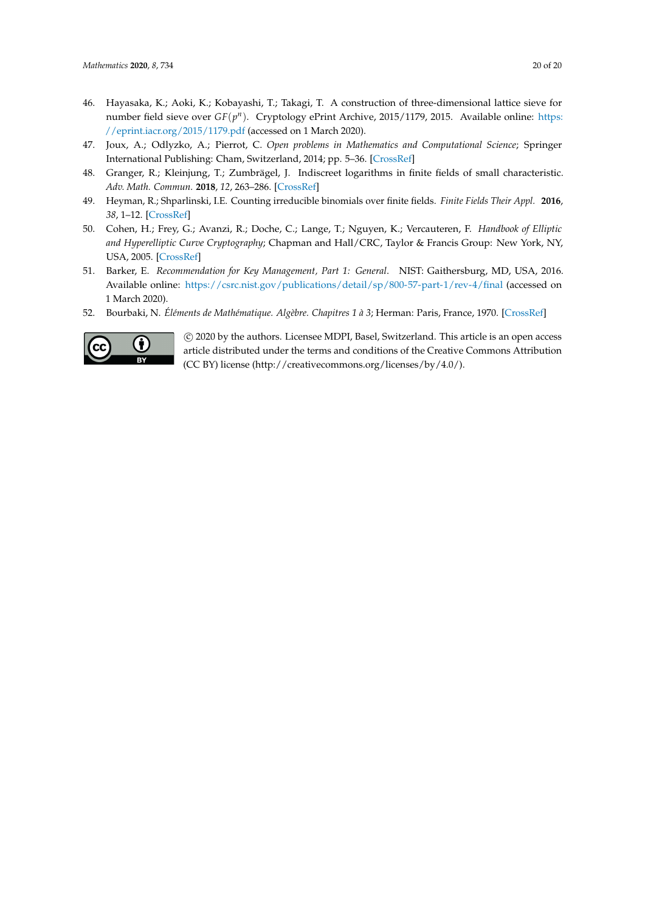46. Hayasaka, K.; Aoki, K.; Kobayashi, T.; Takagi, T. A construction of three-dimensional lattice sieve for number field sieve over $GF(p^n)$. Cryptology ePrint Archive, 2015/1179, 2015. Available online: https://eprint.iacr.org/2015/1179.pdf (accessed on 1 March 2020).
47. Joux, A.; Odlyzko, A.; Pierrot, C. *Open problems in Mathematics and Computational Science*; Springer International Publishing: Cham, Switzerland, 2014; pp. 5–36. [CrossRef]
48. Granger, R.; Kleinjung, T.; Zumbrägel, J. Indiscreet logarithms in finite fields of small characteristic. *Adv. Math. Commun.* **2018**, *12*, 263–286. [CrossRef]
49. Heyman, R.; Shparlinski, I.E. Counting irreducible binomials over finite fields. *Finite Fields Their Appl.* **2016**, *38*, 1–12. [CrossRef]
50. Cohen, H.; Frey, G.; Avanzi, R.; Doche, C.; Lange, T.; Nguyen, K.; Vercauteren, F. *Handbook of Elliptic and Hyperelliptic Curve Cryptography*; Chapman and Hall/CRC, Taylor & Francis Group: New York, NY, USA, 2005. [CrossRef]
51. Barker, E. *Recommendation for Key Management, Part 1: General*. NIST: Gaithersburg, MD, USA, 2016. Available online: https://csrc.nist.gov/publications/detail/sp/800-57-part-1/rev-4/final (accessed on 1 March 2020).
52. Bourbaki, N. *Éléments de Mathématique. Algèbre. Chapitres 1 à 3*; Herman: Paris, France, 1970. [CrossRef]

© 2020 by the authors. Licensee MDPI, Basel, Switzerland. This article is an open access article distributed under the terms and conditions of the Creative Commons Attribution (CC BY) license (http://creativecommons.org/licenses/by/4.0/).